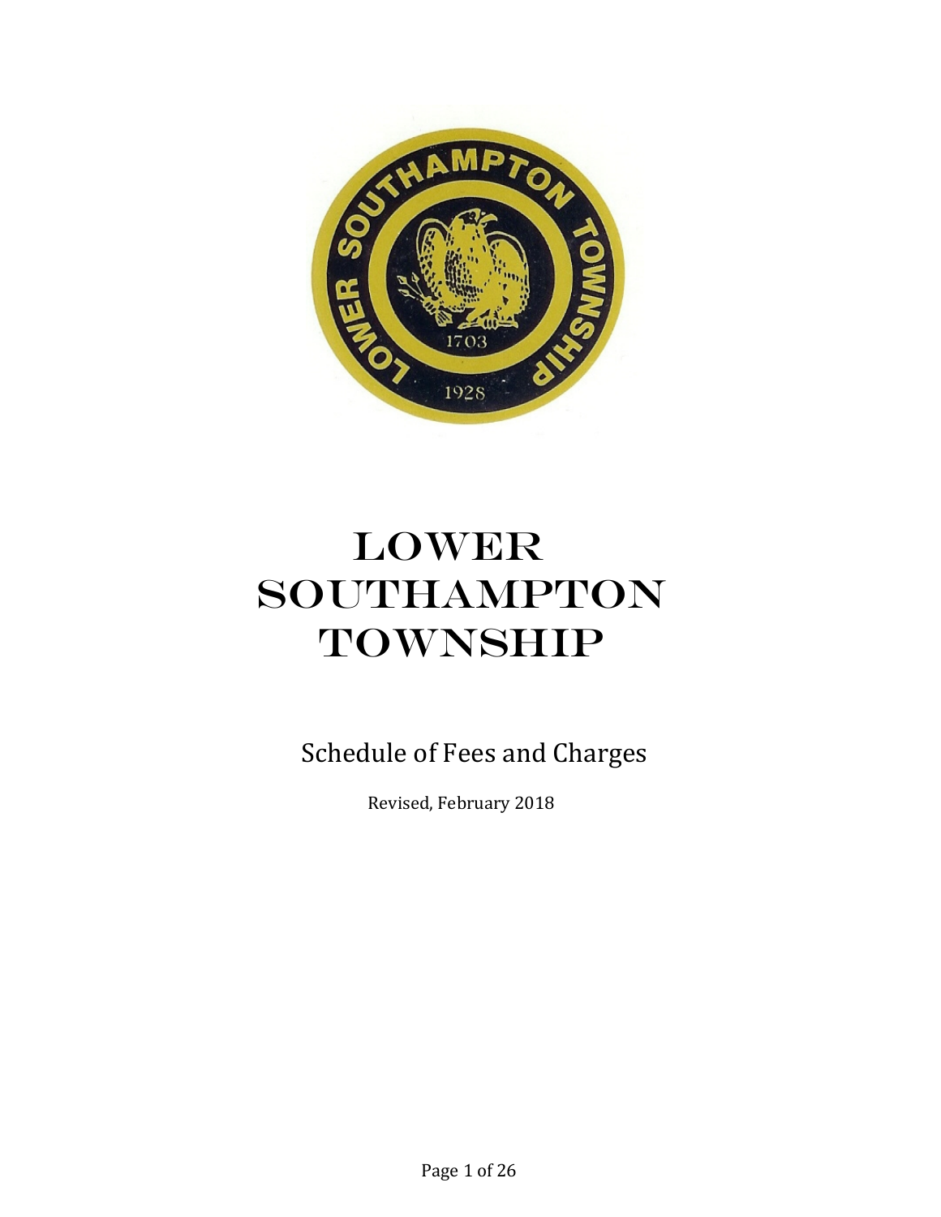# LOWER SOUTHAMPTON TOWNSHIP

## Schedule of Fees and Charges

Revised, February 2018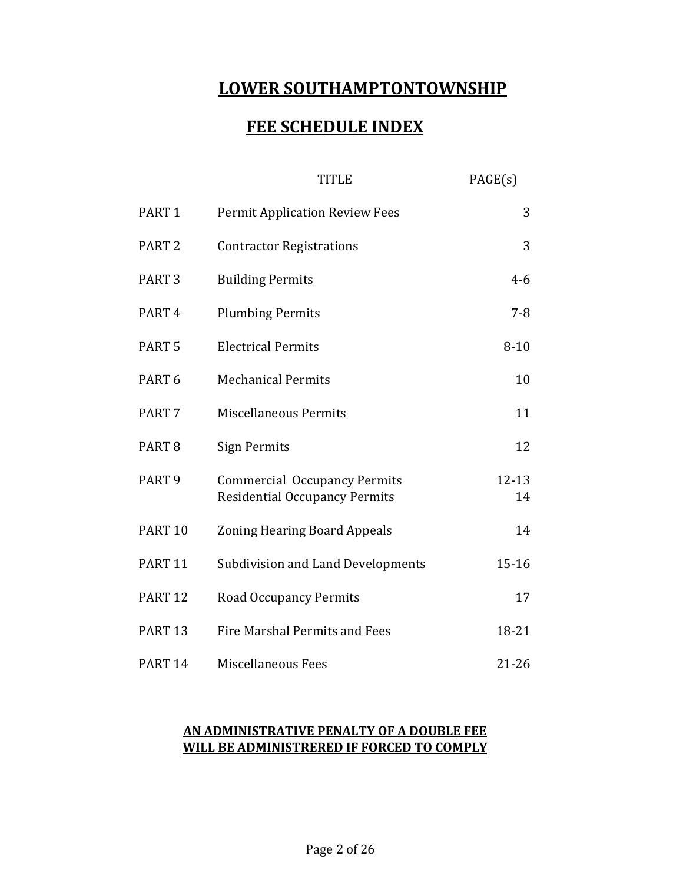# LOWER SOUTHAMPTONTOWNSHIP

## FEE SCHEDULE INDEX

| | TITLE | PAGE(s) |
|---|---|---|
| PART 1 | Permit Application Review Fees | 3 |
| PART 2 | Contractor Registrations | 3 |
| PART 3 | Building Permits | 4-6 |
| PART 4 | Plumbing Permits | 7-8 |
| PART 5 | Electrical Permits | 8-10 |
| PART 6 | Mechanical Permits | 10 |
| PART 7 | Miscellaneous Permits | 11 |
| PART 8 | Sign Permits | 12 |
| PART 9 | Commercial Occupancy Permits<br>Residential Occupancy Permits | 12-13<br>14 |
| PART 10 | Zoning Hearing Board Appeals | 14 |
| PART 11 | Subdivision and Land Developments | 15-16 |
| PART 12 | Road Occupancy Permits | 17 |
| PART 13 | Fire Marshal Permits and Fees | 18-21 |
| PART 14 | Miscellaneous Fees | 21-26 |

**AN ADMINISTRATIVE PENALTY OF A DOUBLE FEE WILL BE ADMINISTRERED IF FORCED TO COMPLY**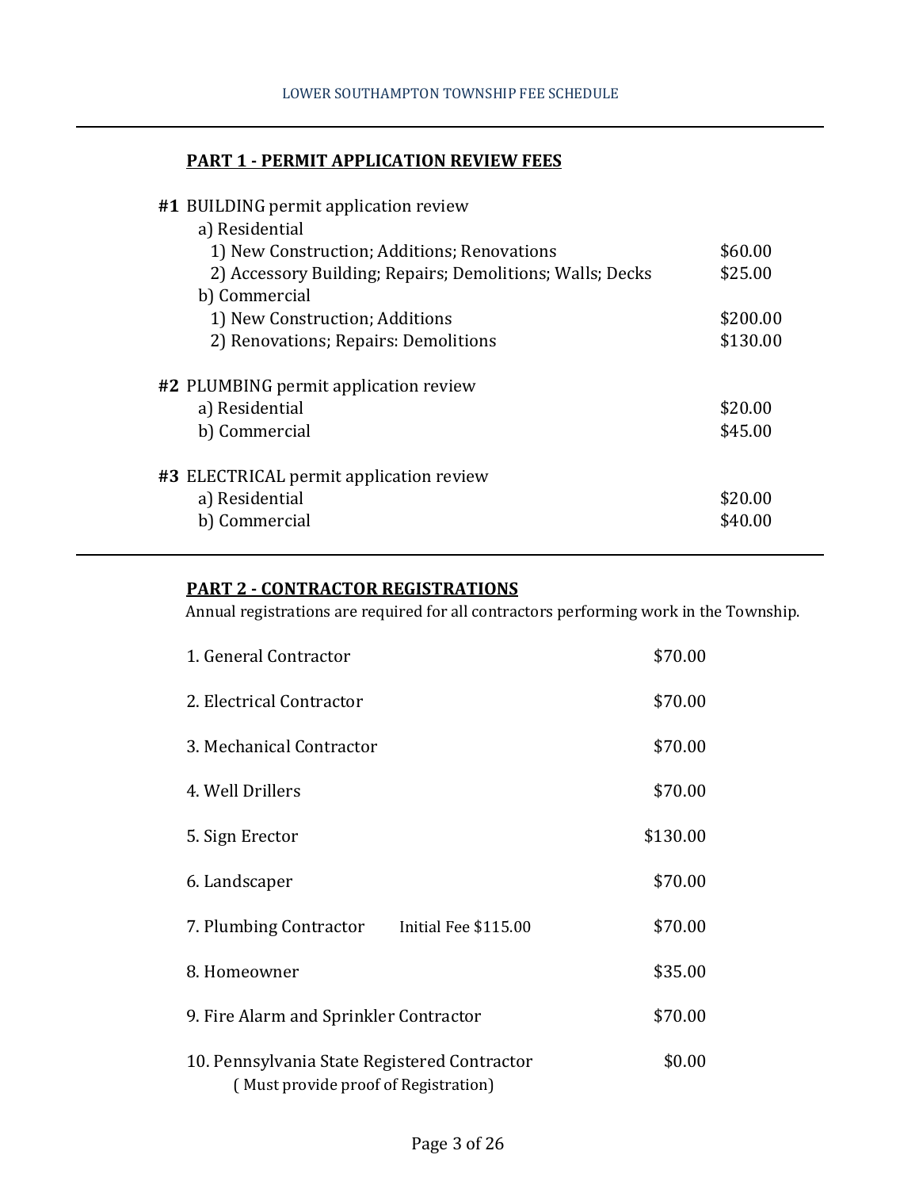## PART 1 - PERMIT APPLICATION REVIEW FEES

**#1** BUILDING permit application review

| | |
|---|---|
| a) Residential | |
| 1) New Construction; Additions; Renovations | $60.00 |
| 2) Accessory Building; Repairs; Demolitions; Walls; Decks | $25.00 |
| b) Commercial | |
| 1) New Construction; Additions | $200.00 |
| 2) Renovations; Repairs: Demolitions | $130.00 |

**#2** PLUMBING permit application review

| | |
|---|---|
| a) Residential | $20.00 |
| b) Commercial | $45.00 |

**#3** ELECTRICAL permit application review

| | |
|---|---|
| a) Residential | $20.00 |
| b) Commercial | $40.00 |

## PART 2 - CONTRACTOR REGISTRATIONS

Annual registrations are required for all contractors performing work in the Township.

| | | |
|---|---|---|
| 1. General Contractor | | $70.00 |
| 2. Electrical Contractor | | $70.00 |
| 3. Mechanical Contractor | | $70.00 |
| 4. Well Drillers | | $70.00 |
| 5. Sign Erector | | $130.00 |
| 6. Landscaper | | $70.00 |
| 7. Plumbing Contractor | Initial Fee $115.00 | $70.00 |
| 8. Homeowner | | $35.00 |
| 9. Fire Alarm and Sprinkler Contractor | | $70.00 |
| 10. Pennsylvania State Registered Contractor ( Must provide proof of Registration) | | $0.00 |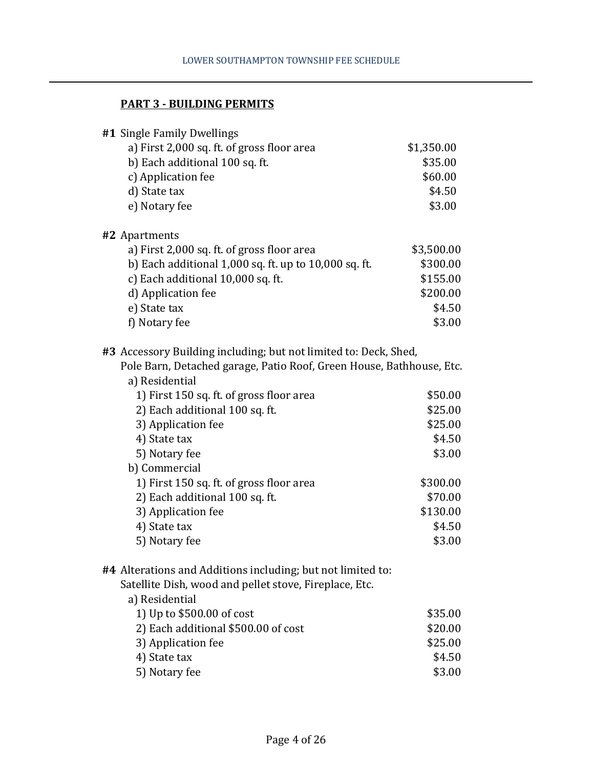## PART 3 - BUILDING PERMITS

**#1** Single Family Dwellings

| | |
|---|---|
| a) First 2,000 sq. ft. of gross floor area | $1,350.00 |
| b) Each additional 100 sq. ft. | $35.00 |
| c) Application fee | $60.00 |
| d) State tax | $4.50 |
| e) Notary fee | $3.00 |

**#2** Apartments

| | |
|---|---|
| a) First 2,000 sq. ft. of gross floor area | $3,500.00 |
| b) Each additional 1,000 sq. ft. up to 10,000 sq. ft. | $300.00 |
| c) Each additional 10,000 sq. ft. | $155.00 |
| d) Application fee | $200.00 |
| e) State tax | $4.50 |
| f) Notary fee | $3.00 |

**#3** Accessory Building including; but not limited to: Deck, Shed, Pole Barn, Detached garage, Patio Roof, Green House, Bathhouse, Etc.

| | |
|---|---|
| a) Residential | |
| 1) First 150 sq. ft. of gross floor area | $50.00 |
| 2) Each additional 100 sq. ft. | $25.00 |
| 3) Application fee | $25.00 |
| 4) State tax | $4.50 |
| 5) Notary fee | $3.00 |
| b) Commercial | |
| 1) First 150 sq. ft. of gross floor area | $300.00 |
| 2) Each additional 100 sq. ft. | $70.00 |
| 3) Application fee | $130.00 |
| 4) State tax | $4.50 |
| 5) Notary fee | $3.00 |

**#4** Alterations and Additions including; but not limited to: Satellite Dish, wood and pellet stove, Fireplace, Etc.

| | |
|---|---|
| a) Residential | |
| 1) Up to $500.00 of cost | $35.00 |
| 2) Each additional $500.00 of cost | $20.00 |
| 3) Application fee | $25.00 |
| 4) State tax | $4.50 |
| 5) Notary fee | $3.00 |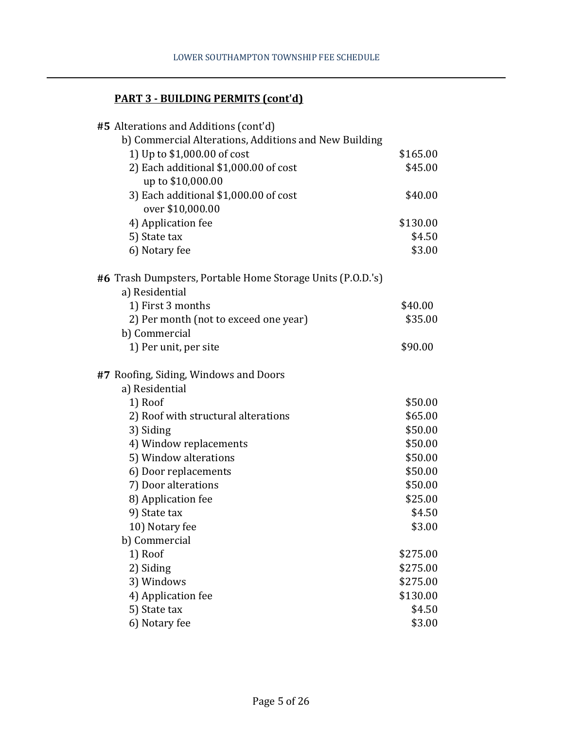## PART 3 - BUILDING PERMITS (cont'd)

**#5** Alterations and Additions (cont'd)

b) Commercial Alterations, Additions and New Building

| | |
|---|---|
| 1) Up to $1,000.00 of cost | $165.00 |
| 2) Each additional $1,000.00 of cost up to $10,000.00 | $45.00 |
| 3) Each additional $1,000.00 of cost over $10,000.00 | $40.00 |
| 4) Application fee | $130.00 |
| 5) State tax | $4.50 |
| 6) Notary fee | $3.00 |

**#6** Trash Dumpsters, Portable Home Storage Units (P.O.D.'s)

| | |
|---|---|
| a) Residential | |
| 1) First 3 months | $40.00 |
| 2) Per month (not to exceed one year) | $35.00 |
| b) Commercial | |
| 1) Per unit, per site | $90.00 |

**#7** Roofing, Siding, Windows and Doors

| | |
|---|---|
| a) Residential | |
| 1) Roof | $50.00 |
| 2) Roof with structural alterations | $65.00 |
| 3) Siding | $50.00 |
| 4) Window replacements | $50.00 |
| 5) Window alterations | $50.00 |
| 6) Door replacements | $50.00 |
| 7) Door alterations | $50.00 |
| 8) Application fee | $25.00 |
| 9) State tax | $4.50 |
| 10) Notary fee | $3.00 |
| b) Commercial | |
| 1) Roof | $275.00 |
| 2) Siding | $275.00 |
| 3) Windows | $275.00 |
| 4) Application fee | $130.00 |
| 5) State tax | $4.50 |
| 6) Notary fee | $3.00 |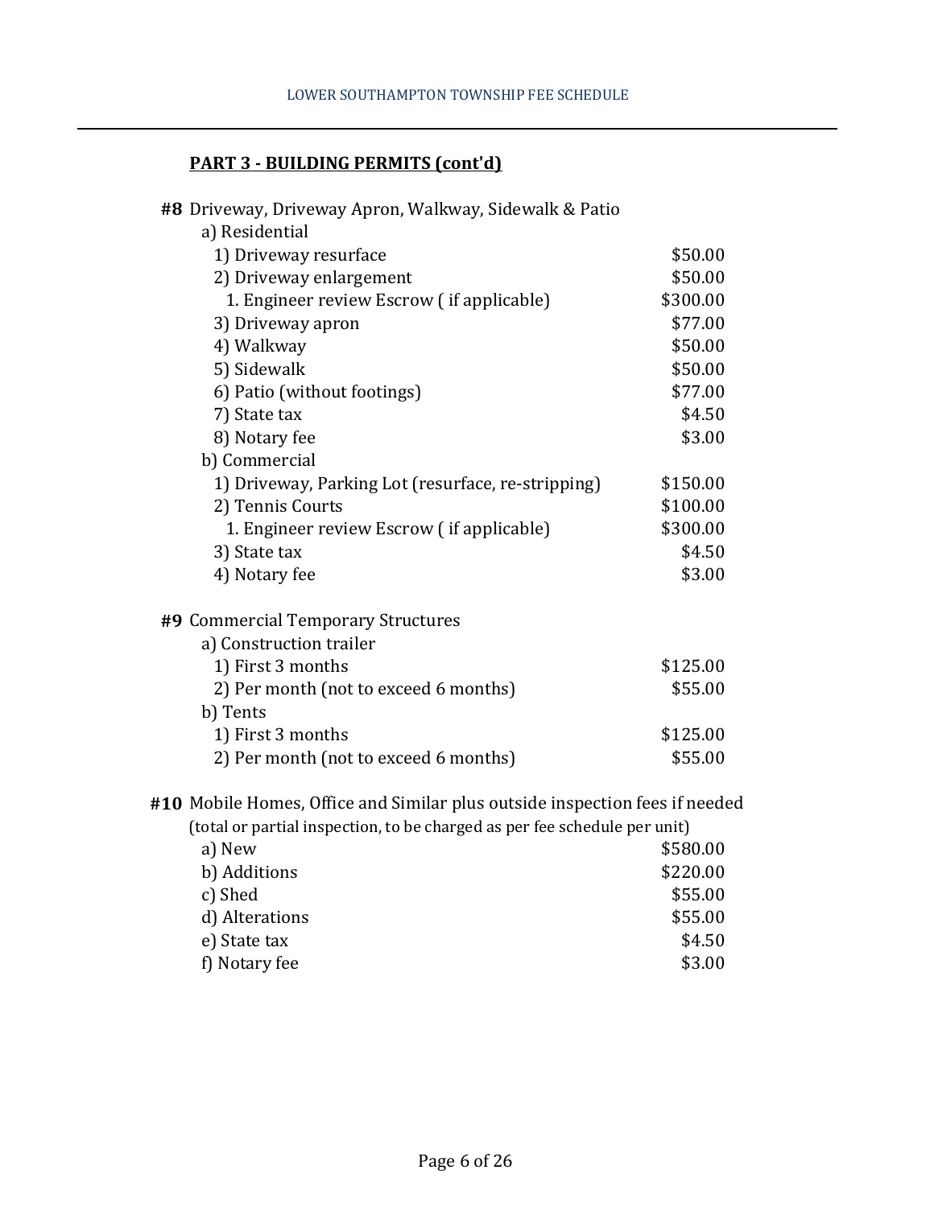## PART 3 - BUILDING PERMITS (cont'd)

**#8** Driveway, Driveway Apron, Walkway, Sidewalk & Patio

| Item | Fee |
|---|---|
| a) Residential | |
| 1) Driveway resurface | $50.00 |
| 2) Driveway enlargement | $50.00 |
| 1. Engineer review Escrow ( if applicable) | $300.00 |
| 3) Driveway apron | $77.00 |
| 4) Walkway | $50.00 |
| 5) Sidewalk | $50.00 |
| 6) Patio (without footings) | $77.00 |
| 7) State tax | $4.50 |
| 8) Notary fee | $3.00 |
| b) Commercial | |
| 1) Driveway, Parking Lot (resurface, re-stripping) | $150.00 |
| 2) Tennis Courts | $100.00 |
| 1. Engineer review Escrow ( if applicable) | $300.00 |
| 3) State tax | $4.50 |
| 4) Notary fee | $3.00 |

**#9** Commercial Temporary Structures

| Item | Fee |
|---|---|
| a) Construction trailer | |
| 1) First 3 months | $125.00 |
| 2) Per month (not to exceed 6 months) | $55.00 |
| b) Tents | |
| 1) First 3 months | $125.00 |
| 2) Per month (not to exceed 6 months) | $55.00 |

**#10** Mobile Homes, Office and Similar plus outside inspection fees if needed

(total or partial inspection, to be charged as per fee schedule per unit)

| Item | Fee |
|---|---|
| a) New | $580.00 |
| b) Additions | $220.00 |
| c) Shed | $55.00 |
| d) Alterations | $55.00 |
| e) State tax | $4.50 |
| f) Notary fee | $3.00 |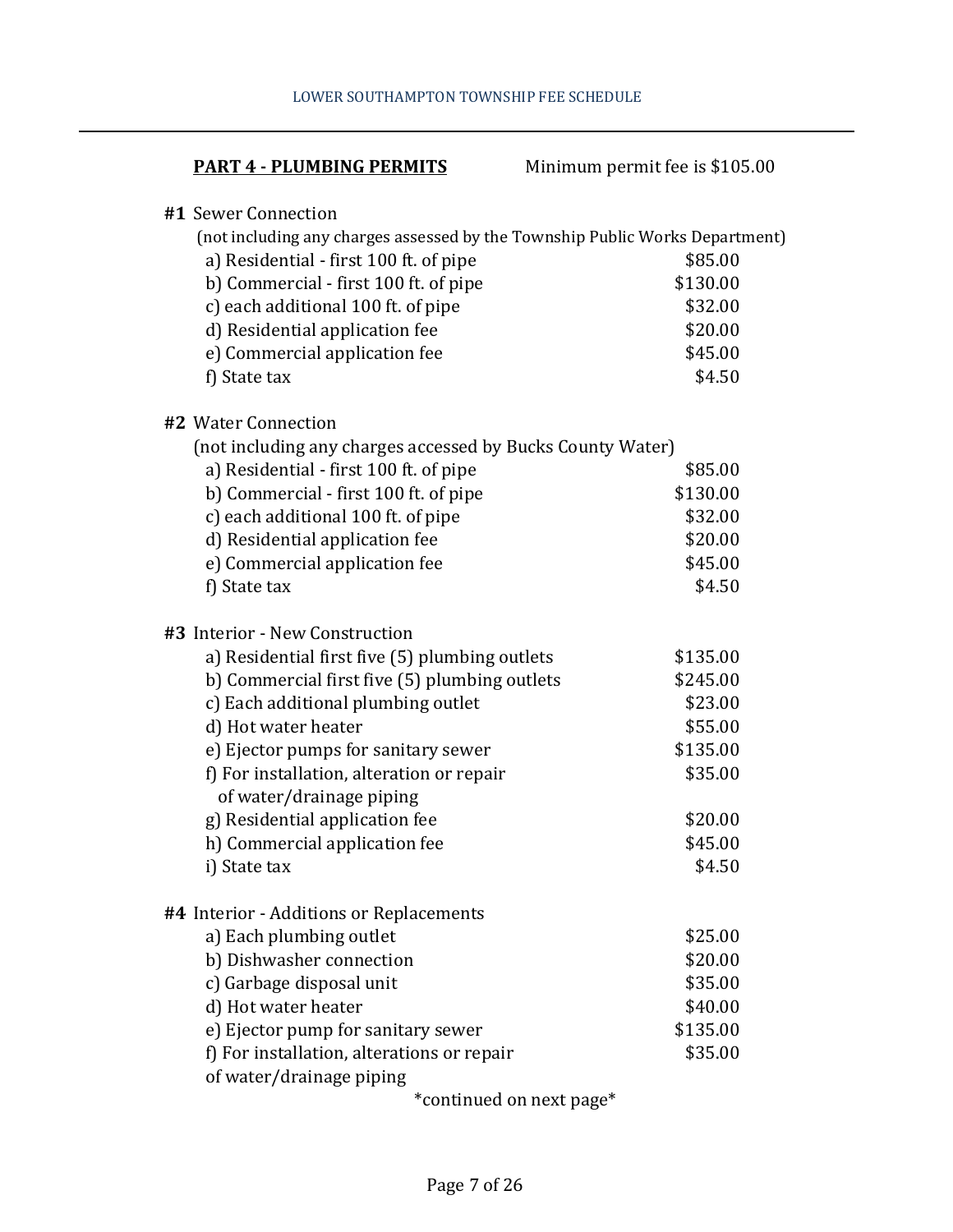**PART 4 - PLUMBING PERMITS** Minimum permit fee is $105.00

**#1** Sewer Connection
(not including any charges assessed by the Township Public Works Department)

| | |
|---|---|
| a) Residential - first 100 ft. of pipe | $85.00 |
| b) Commercial - first 100 ft. of pipe | $130.00 |
| c) each additional 100 ft. of pipe | $32.00 |
| d) Residential application fee | $20.00 |
| e) Commercial application fee | $45.00 |
| f) State tax | $4.50 |

**#2** Water Connection
(not including any charges accessed by Bucks County Water)

| | |
|---|---|
| a) Residential - first 100 ft. of pipe | $85.00 |
| b) Commercial - first 100 ft. of pipe | $130.00 |
| c) each additional 100 ft. of pipe | $32.00 |
| d) Residential application fee | $20.00 |
| e) Commercial application fee | $45.00 |
| f) State tax | $4.50 |

**#3** Interior - New Construction

| | |
|---|---|
| a) Residential first five (5) plumbing outlets | $135.00 |
| b) Commercial first five (5) plumbing outlets | $245.00 |
| c) Each additional plumbing outlet | $23.00 |
| d) Hot water heater | $55.00 |
| e) Ejector pumps for sanitary sewer | $135.00 |
| f) For installation, alteration or repair of water/drainage piping | $35.00 |
| g) Residential application fee | $20.00 |
| h) Commercial application fee | $45.00 |
| i) State tax | $4.50 |

**#4** Interior - Additions or Replacements

| | |
|---|---|
| a) Each plumbing outlet | $25.00 |
| b) Dishwasher connection | $20.00 |
| c) Garbage disposal unit | $35.00 |
| d) Hot water heater | $40.00 |
| e) Ejector pump for sanitary sewer | $135.00 |
| f) For installation, alterations or repair of water/drainage piping | $35.00 |

*continued on next page*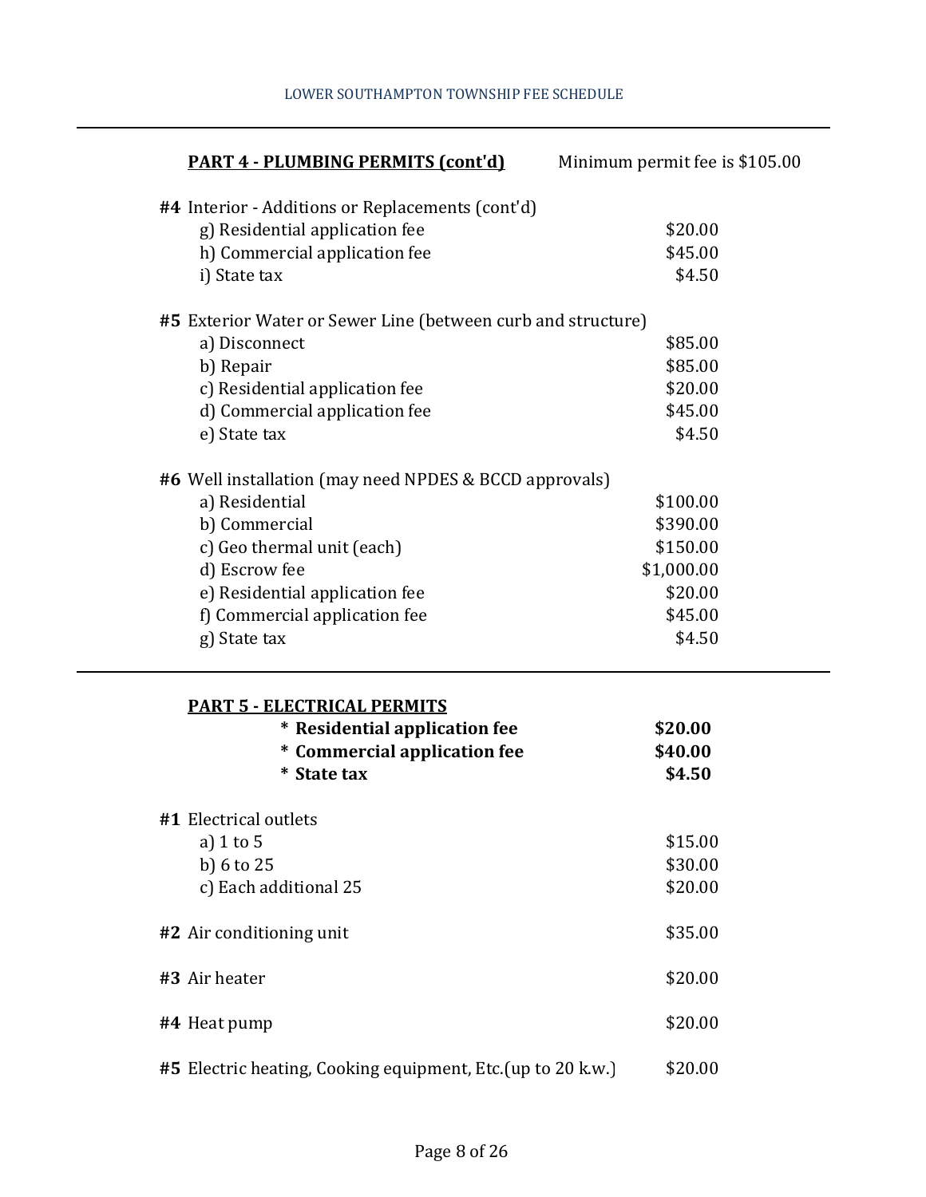## **PART 4 - PLUMBING PERMITS (cont'd)**

Minimum permit fee is $105.00

**#4** Interior - Additions or Replacements (cont'd)

| | |
|---|---|
| g) Residential application fee | $20.00 |
| h) Commercial application fee | $45.00 |
| i) State tax | $4.50 |

**#5** Exterior Water or Sewer Line (between curb and structure)

| | |
|---|---|
| a) Disconnect | $85.00 |
| b) Repair | $85.00 |
| c) Residential application fee | $20.00 |
| d) Commercial application fee | $45.00 |
| e) State tax | $4.50 |

**#6** Well installation (may need NPDES & BCCD approvals)

| | |
|---|---|
| a) Residential | $100.00 |
| b) Commercial | $390.00 |
| c) Geo thermal unit (each) | $150.00 |
| d) Escrow fee | $1,000.00 |
| e) Residential application fee | $20.00 |
| f) Commercial application fee | $45.00 |
| g) State tax | $4.50 |

---

## **PART 5 - ELECTRICAL PERMITS**

| | |
|---|---|
| **\* Residential application fee** | **$20.00** |
| **\* Commercial application fee** | **$40.00** |
| **\* State tax** | **$4.50** |

**#1** Electrical outlets

| | |
|---|---|
| a) 1 to 5 | $15.00 |
| b) 6 to 25 | $30.00 |
| c) Each additional 25 | $20.00 |

| | |
|---|---|
| **#2** Air conditioning unit | $35.00 |
| **#3** Air heater | $20.00 |
| **#4** Heat pump | $20.00 |
| **#5** Electric heating, Cooking equipment, Etc.(up to 20 k.w.) | $20.00 |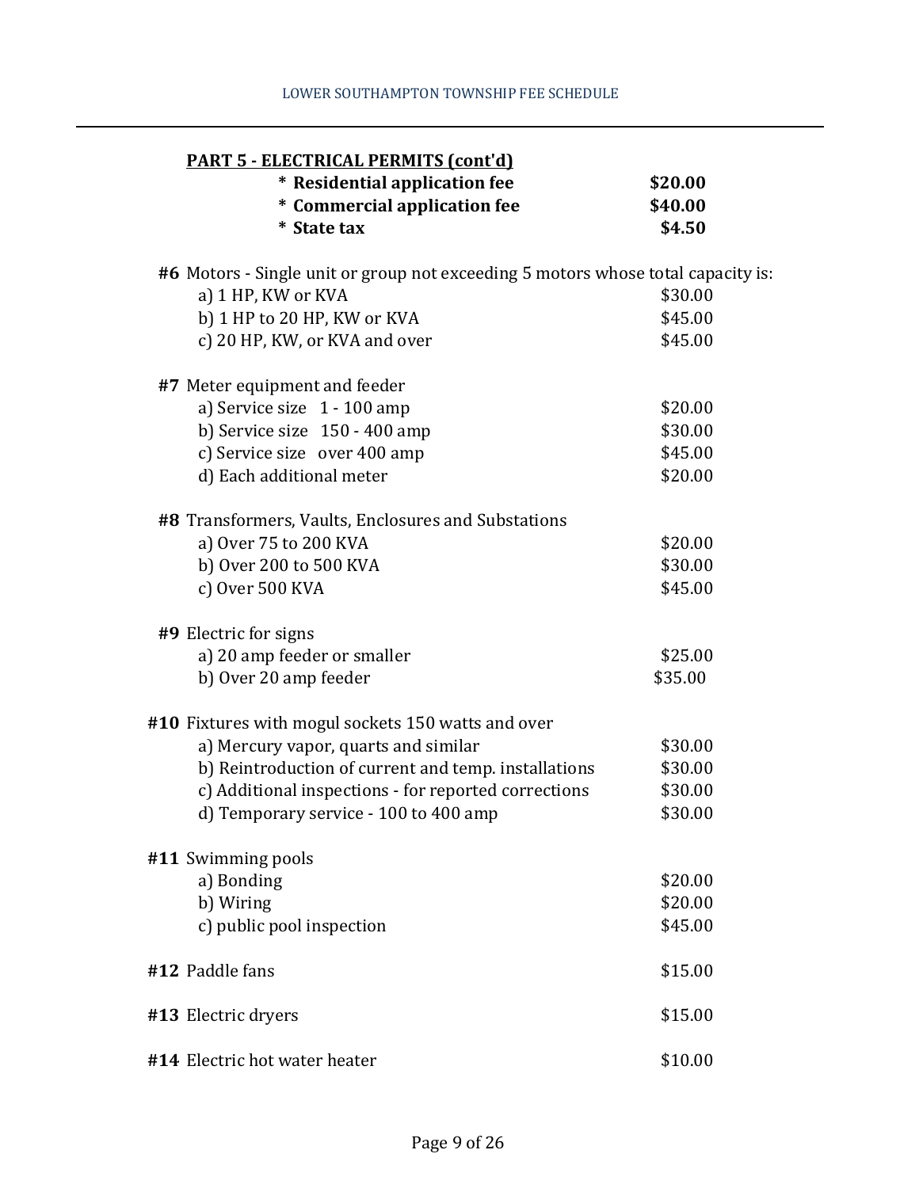## PART 5 - ELECTRICAL PERMITS (cont'd)

| | |
|---|---|
| **\* Residential application fee** | **$20.00** |
| **\* Commercial application fee** | **$40.00** |
| **\* State tax** | **$4.50** |

**#6** Motors - Single unit or group not exceeding 5 motors whose total capacity is:

| | |
|---|---|
| a) 1 HP, KW or KVA | $30.00 |
| b) 1 HP to 20 HP, KW or KVA | $45.00 |
| c) 20 HP, KW, or KVA and over | $45.00 |

**#7** Meter equipment and feeder

| | |
|---|---|
| a) Service size 1 - 100 amp | $20.00 |
| b) Service size 150 - 400 amp | $30.00 |
| c) Service size over 400 amp | $45.00 |
| d) Each additional meter | $20.00 |

**#8** Transformers, Vaults, Enclosures and Substations

| | |
|---|---|
| a) Over 75 to 200 KVA | $20.00 |
| b) Over 200 to 500 KVA | $30.00 |
| c) Over 500 KVA | $45.00 |

**#9** Electric for signs

| | |
|---|---|
| a) 20 amp feeder or smaller | $25.00 |
| b) Over 20 amp feeder | $35.00 |

**#10** Fixtures with mogul sockets 150 watts and over

| | |
|---|---|
| a) Mercury vapor, quarts and similar | $30.00 |
| b) Reintroduction of current and temp. installations | $30.00 |
| c) Additional inspections - for reported corrections | $30.00 |
| d) Temporary service - 100 to 400 amp | $30.00 |

**#11** Swimming pools

| | |
|---|---|
| a) Bonding | $20.00 |
| b) Wiring | $20.00 |
| c) public pool inspection | $45.00 |

| | |
|---|---|
| **#12** Paddle fans | $15.00 |
| **#13** Electric dryers | $15.00 |
| **#14** Electric hot water heater | $10.00 |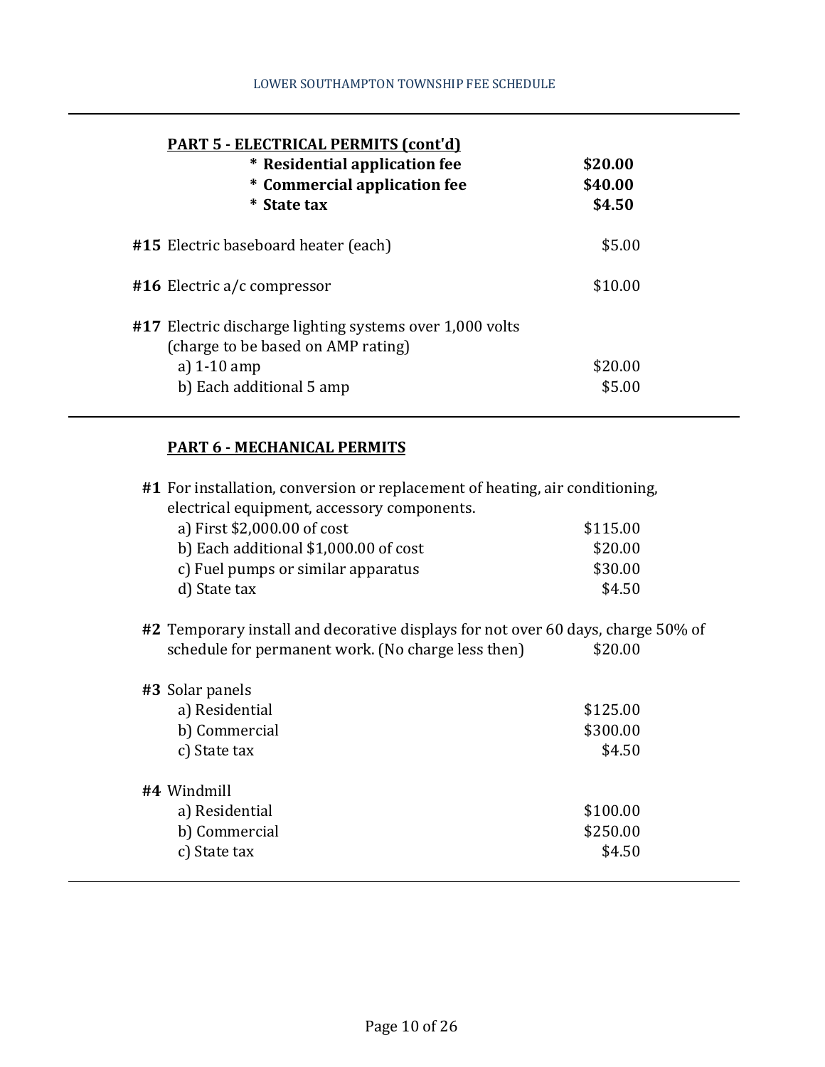## PART 5 - ELECTRICAL PERMITS (cont'd)

| | |
|---|---|
| **\* Residential application fee** | **$20.00** |
| **\* Commercial application fee** | **$40.00** |
| **\* State tax** | **$4.50** |

**#15** Electric baseboard heater (each) — $5.00

**#16** Electric a/c compressor — $10.00

**#17** Electric discharge lighting systems over 1,000 volts (charge to be based on AMP rating)

| | |
|---|---|
| a) 1-10 amp | $20.00 |
| b) Each additional 5 amp | $5.00 |

## PART 6 - MECHANICAL PERMITS

**#1** For installation, conversion or replacement of heating, air conditioning, electrical equipment, accessory components.

| | |
|---|---|
| a) First $2,000.00 of cost | $115.00 |
| b) Each additional $1,000.00 of cost | $20.00 |
| c) Fuel pumps or similar apparatus | $30.00 |
| d) State tax | $4.50 |

**#2** Temporary install and decorative displays for not over 60 days, charge 50% of schedule for permanent work. (No charge less then) — $20.00

**#3** Solar panels

| | |
|---|---|
| a) Residential | $125.00 |
| b) Commercial | $300.00 |
| c) State tax | $4.50 |

**#4** Windmill

| | |
|---|---|
| a) Residential | $100.00 |
| b) Commercial | $250.00 |
| c) State tax | $4.50 |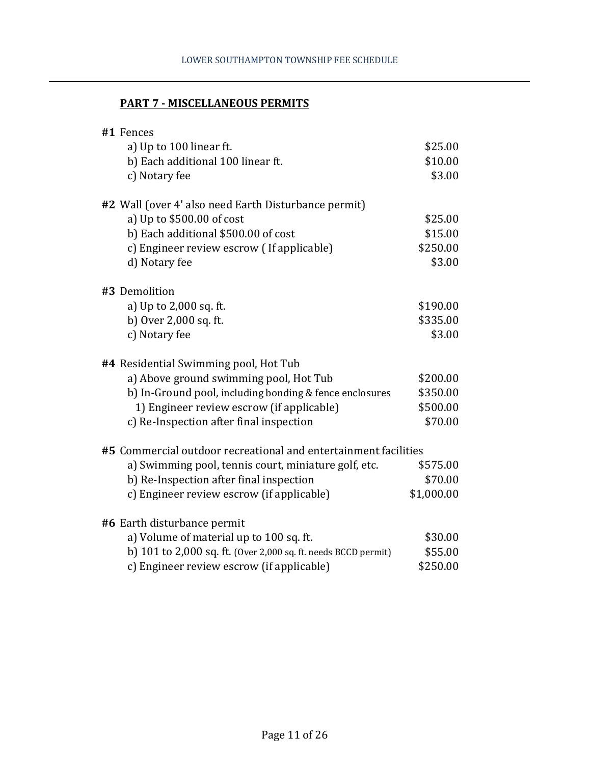## PART 7 - MISCELLANEOUS PERMITS

**#1** Fences

| | |
|---|---|
| a) Up to 100 linear ft. | $25.00 |
| b) Each additional 100 linear ft. | $10.00 |
| c) Notary fee | $3.00 |

**#2** Wall (over 4' also need Earth Disturbance permit)

| | |
|---|---|
| a) Up to $500.00 of cost | $25.00 |
| b) Each additional $500.00 of cost | $15.00 |
| c) Engineer review escrow ( If applicable) | $250.00 |
| d) Notary fee | $3.00 |

**#3** Demolition

| | |
|---|---|
| a) Up to 2,000 sq. ft. | $190.00 |
| b) Over 2,000 sq. ft. | $335.00 |
| c) Notary fee | $3.00 |

**#4** Residential Swimming pool, Hot Tub

| | |
|---|---|
| a) Above ground swimming pool, Hot Tub | $200.00 |
| b) In-Ground pool, including bonding & fence enclosures | $350.00 |
| 1) Engineer review escrow (if applicable) | $500.00 |
| c) Re-Inspection after final inspection | $70.00 |

**#5** Commercial outdoor recreational and entertainment facilities

| | |
|---|---|
| a) Swimming pool, tennis court, miniature golf, etc. | $575.00 |
| b) Re-Inspection after final inspection | $70.00 |
| c) Engineer review escrow (if applicable) | $1,000.00 |

**#6** Earth disturbance permit

| | |
|---|---|
| a) Volume of material up to 100 sq. ft. | $30.00 |
| b) 101 to 2,000 sq. ft. (Over 2,000 sq. ft. needs BCCD permit) | $55.00 |
| c) Engineer review escrow (if applicable) | $250.00 |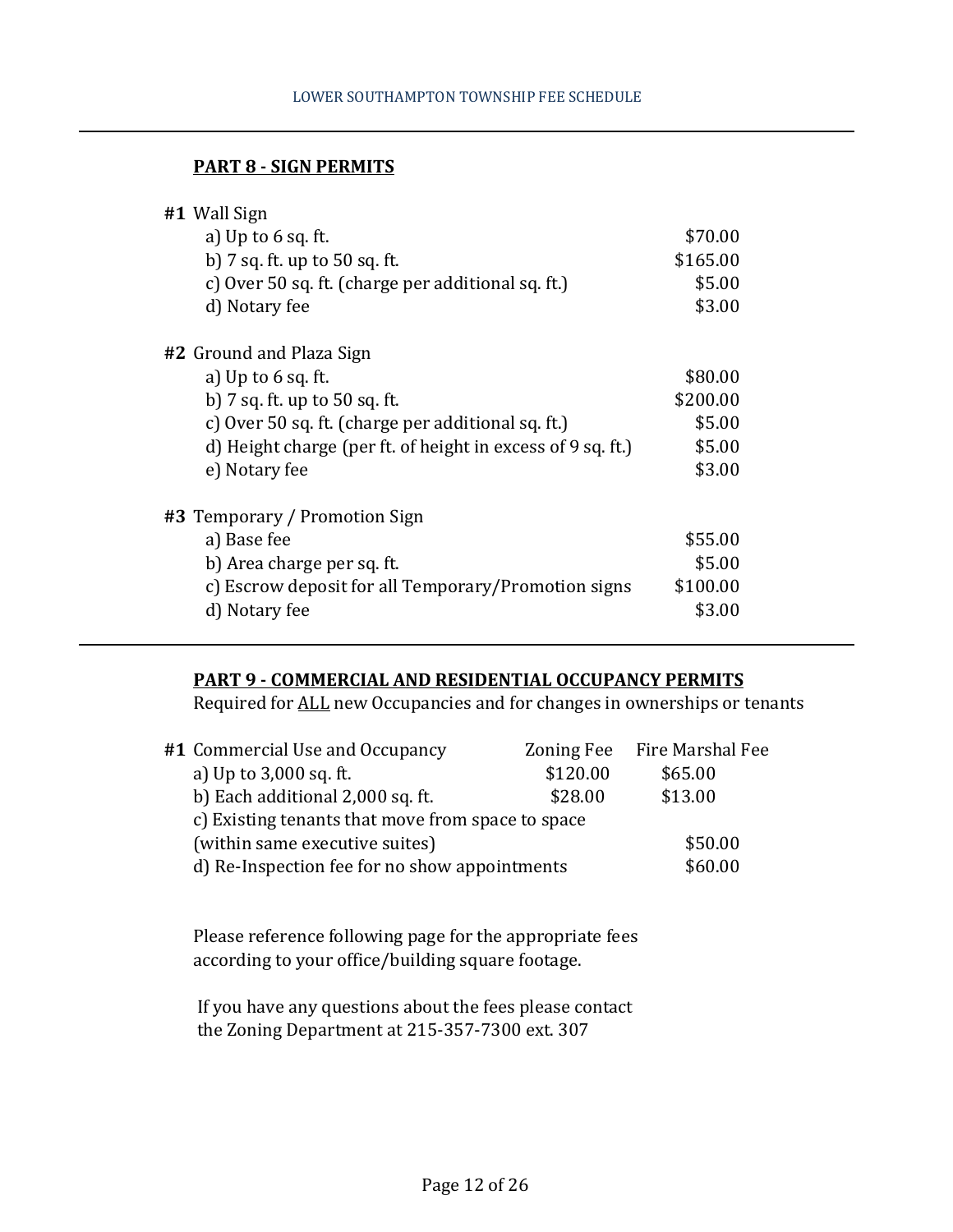## PART 8 - SIGN PERMITS

| | |
|---|---|
| **#1** Wall Sign | |
| a) Up to 6 sq. ft. | $70.00 |
| b) 7 sq. ft. up to 50 sq. ft. | $165.00 |
| c) Over 50 sq. ft. (charge per additional sq. ft.) | $5.00 |
| d) Notary fee | $3.00 |

| | |
|---|---|
| **#2** Ground and Plaza Sign | |
| a) Up to 6 sq. ft. | $80.00 |
| b) 7 sq. ft. up to 50 sq. ft. | $200.00 |
| c) Over 50 sq. ft. (charge per additional sq. ft.) | $5.00 |
| d) Height charge (per ft. of height in excess of 9 sq. ft.) | $5.00 |
| e) Notary fee | $3.00 |

| | |
|---|---|
| **#3** Temporary / Promotion Sign | |
| a) Base fee | $55.00 |
| b) Area charge per sq. ft. | $5.00 |
| c) Escrow deposit for all Temporary/Promotion signs | $100.00 |
| d) Notary fee | $3.00 |

## PART 9 - COMMERCIAL AND RESIDENTIAL OCCUPANCY PERMITS

Required for ALL new Occupancies and for changes in ownerships or tenants

| **#1** Commercial Use and Occupancy | Zoning Fee | Fire Marshal Fee |
|---|---|---|
| a) Up to 3,000 sq. ft. | $120.00 | $65.00 |
| b) Each additional 2,000 sq. ft. | $28.00 | $13.00 |
| c) Existing tenants that move from space to space (within same executive suites) | | $50.00 |
| d) Re-Inspection fee for no show appointments | | $60.00 |

Please reference following page for the appropriate fees according to your office/building square footage.

If you have any questions about the fees please contact the Zoning Department at 215-357-7300 ext. 307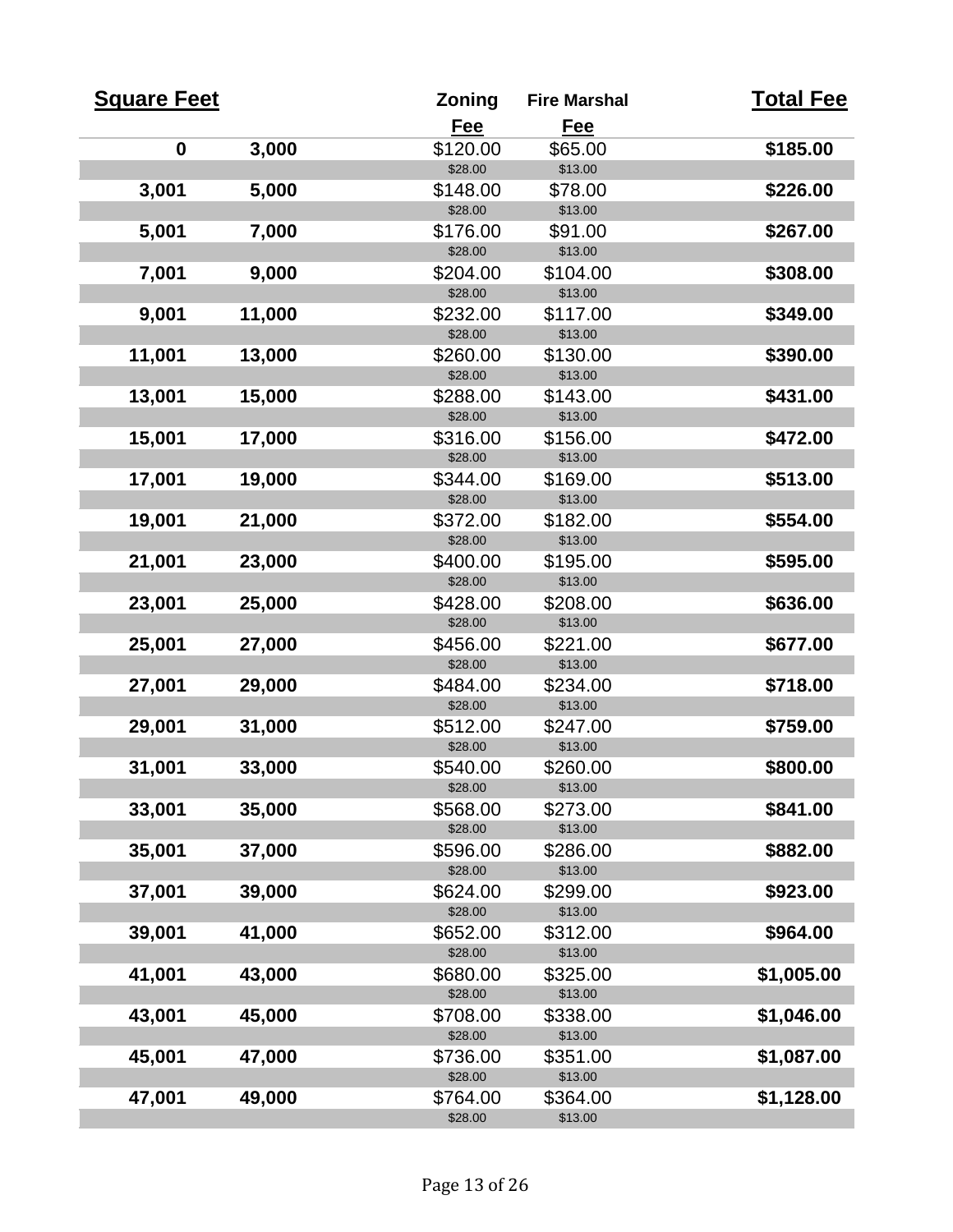| Square Feet | | Zoning Fee | Fire Marshal Fee | Total Fee |
|---|---|---|---|---|
| **0** | **3,000** | $120.00 | $65.00 | **$185.00** |
| | | $28.00 | $13.00 | |
| **3,001** | **5,000** | $148.00 | $78.00 | **$226.00** |
| | | $28.00 | $13.00 | |
| **5,001** | **7,000** | $176.00 | $91.00 | **$267.00** |
| | | $28.00 | $13.00 | |
| **7,001** | **9,000** | $204.00 | $104.00 | **$308.00** |
| | | $28.00 | $13.00 | |
| **9,001** | **11,000** | $232.00 | $117.00 | **$349.00** |
| | | $28.00 | $13.00 | |
| **11,001** | **13,000** | $260.00 | $130.00 | **$390.00** |
| | | $28.00 | $13.00 | |
| **13,001** | **15,000** | $288.00 | $143.00 | **$431.00** |
| | | $28.00 | $13.00 | |
| **15,001** | **17,000** | $316.00 | $156.00 | **$472.00** |
| | | $28.00 | $13.00 | |
| **17,001** | **19,000** | $344.00 | $169.00 | **$513.00** |
| | | $28.00 | $13.00 | |
| **19,001** | **21,000** | $372.00 | $182.00 | **$554.00** |
| | | $28.00 | $13.00 | |
| **21,001** | **23,000** | $400.00 | $195.00 | **$595.00** |
| | | $28.00 | $13.00 | |
| **23,001** | **25,000** | $428.00 | $208.00 | **$636.00** |
| | | $28.00 | $13.00 | |
| **25,001** | **27,000** | $456.00 | $221.00 | **$677.00** |
| | | $28.00 | $13.00 | |
| **27,001** | **29,000** | $484.00 | $234.00 | **$718.00** |
| | | $28.00 | $13.00 | |
| **29,001** | **31,000** | $512.00 | $247.00 | **$759.00** |
| | | $28.00 | $13.00 | |
| **31,001** | **33,000** | $540.00 | $260.00 | **$800.00** |
| | | $28.00 | $13.00 | |
| **33,001** | **35,000** | $568.00 | $273.00 | **$841.00** |
| | | $28.00 | $13.00 | |
| **35,001** | **37,000** | $596.00 | $286.00 | **$882.00** |
| | | $28.00 | $13.00 | |
| **37,001** | **39,000** | $624.00 | $299.00 | **$923.00** |
| | | $28.00 | $13.00 | |
| **39,001** | **41,000** | $652.00 | $312.00 | **$964.00** |
| | | $28.00 | $13.00 | |
| **41,001** | **43,000** | $680.00 | $325.00 | **$1,005.00** |
| | | $28.00 | $13.00 | |
| **43,001** | **45,000** | $708.00 | $338.00 | **$1,046.00** |
| | | $28.00 | $13.00 | |
| **45,001** | **47,000** | $736.00 | $351.00 | **$1,087.00** |
| | | $28.00 | $13.00 | |
| **47,001** | **49,000** | $764.00 | $364.00 | **$1,128.00** |
| | | $28.00 | $13.00 | |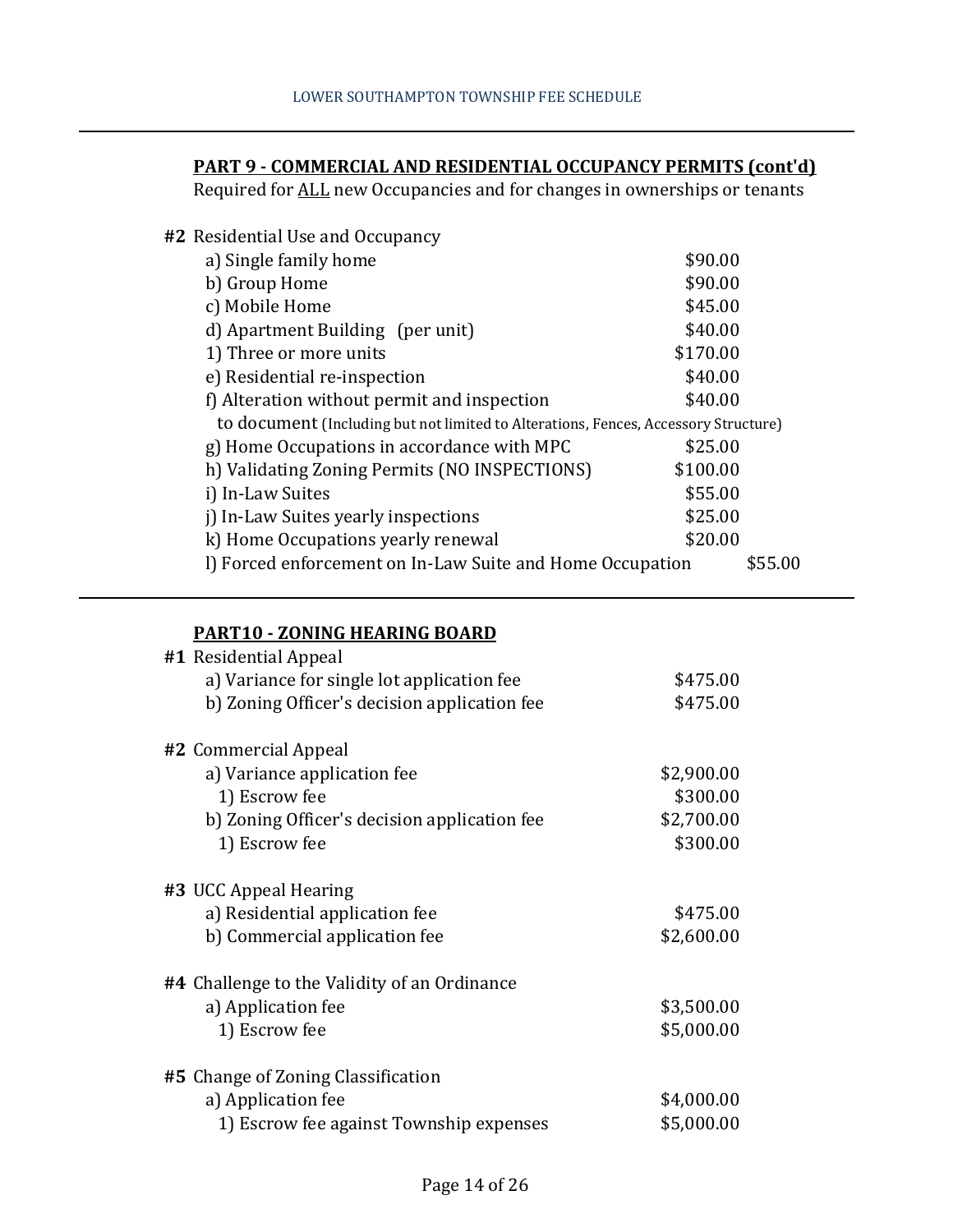## PART 9 - COMMERCIAL AND RESIDENTIAL OCCUPANCY PERMITS (cont'd)

Required for ALL new Occupancies and for changes in ownerships or tenants

**#2** Residential Use and Occupancy

| Item | Fee |
|---|---|
| a) Single family home | $90.00 |
| b) Group Home | $90.00 |
| c) Mobile Home | $45.00 |
| d) Apartment Building (per unit) | $40.00 |
| 1) Three or more units | $170.00 |
| e) Residential re-inspection | $40.00 |
| f) Alteration without permit and inspection to document (Including but not limited to Alterations, Fences, Accessory Structure) | $40.00 |
| g) Home Occupations in accordance with MPC | $25.00 |
| h) Validating Zoning Permits (NO INSPECTIONS) | $100.00 |
| i) In-Law Suites | $55.00 |
| j) In-Law Suites yearly inspections | $25.00 |
| k) Home Occupations yearly renewal | $20.00 |
| l) Forced enforcement on In-Law Suite and Home Occupation | $55.00 |

## PART10 - ZONING HEARING BOARD

**#1** Residential Appeal

| Item | Fee |
|---|---|
| a) Variance for single lot application fee | $475.00 |
| b) Zoning Officer's decision application fee | $475.00 |

**#2** Commercial Appeal

| Item | Fee |
|---|---|
| a) Variance application fee | $2,900.00 |
| 1) Escrow fee | $300.00 |
| b) Zoning Officer's decision application fee | $2,700.00 |
| 1) Escrow fee | $300.00 |

**#3** UCC Appeal Hearing

| Item | Fee |
|---|---|
| a) Residential application fee | $475.00 |
| b) Commercial application fee | $2,600.00 |

**#4** Challenge to the Validity of an Ordinance

| Item | Fee |
|---|---|
| a) Application fee | $3,500.00 |
| 1) Escrow fee | $5,000.00 |

**#5** Change of Zoning Classification

| Item | Fee |
|---|---|
| a) Application fee | $4,000.00 |
| 1) Escrow fee against Township expenses | $5,000.00 |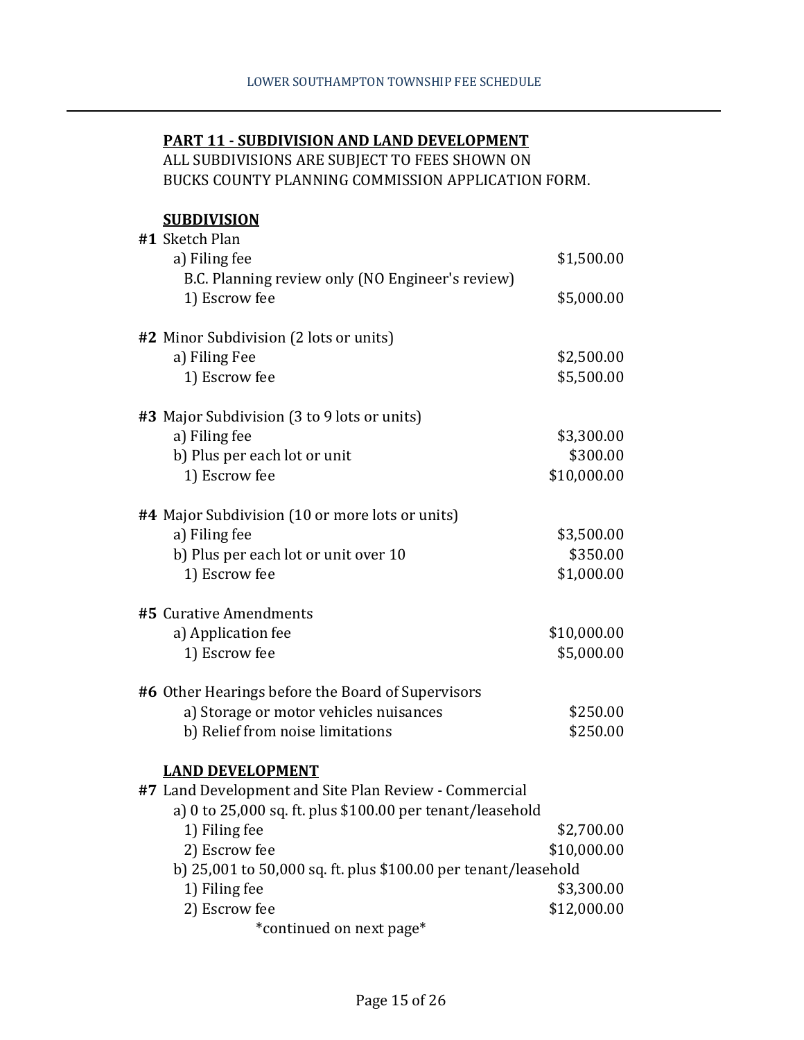**PART 11 - SUBDIVISION AND LAND DEVELOPMENT**

ALL SUBDIVISIONS ARE SUBJECT TO FEES SHOWN ON BUCKS COUNTY PLANNING COMMISSION APPLICATION FORM.

**SUBDIVISION**

| | |
|---|---|
| **#1** Sketch Plan | |
| a) Filing fee | $1,500.00 |
| B.C. Planning review only (NO Engineer's review) | |
| 1) Escrow fee | $5,000.00 |
| | |
| **#2** Minor Subdivision (2 lots or units) | |
| a) Filing Fee | $2,500.00 |
| 1) Escrow fee | $5,500.00 |
| | |
| **#3** Major Subdivision (3 to 9 lots or units) | |
| a) Filing fee | $3,300.00 |
| b) Plus per each lot or unit | $300.00 |
| 1) Escrow fee | $10,000.00 |
| | |
| **#4** Major Subdivision (10 or more lots or units) | |
| a) Filing fee | $3,500.00 |
| b) Plus per each lot or unit over 10 | $350.00 |
| 1) Escrow fee | $1,000.00 |
| | |
| **#5** Curative Amendments | |
| a) Application fee | $10,000.00 |
| 1) Escrow fee | $5,000.00 |
| | |
| **#6** Other Hearings before the Board of Supervisors | |
| a) Storage or motor vehicles nuisances | $250.00 |
| b) Relief from noise limitations | $250.00 |

**LAND DEVELOPMENT**

| | |
|---|---|
| **#7** Land Development and Site Plan Review - Commercial | |
| a) 0 to 25,000 sq. ft. plus $100.00 per tenant/leasehold | |
| 1) Filing fee | $2,700.00 |
| 2) Escrow fee | $10,000.00 |
| b) 25,001 to 50,000 sq. ft. plus $100.00 per tenant/leasehold | |
| 1) Filing fee | $3,300.00 |
| 2) Escrow fee | $12,000.00 |

*continued on next page*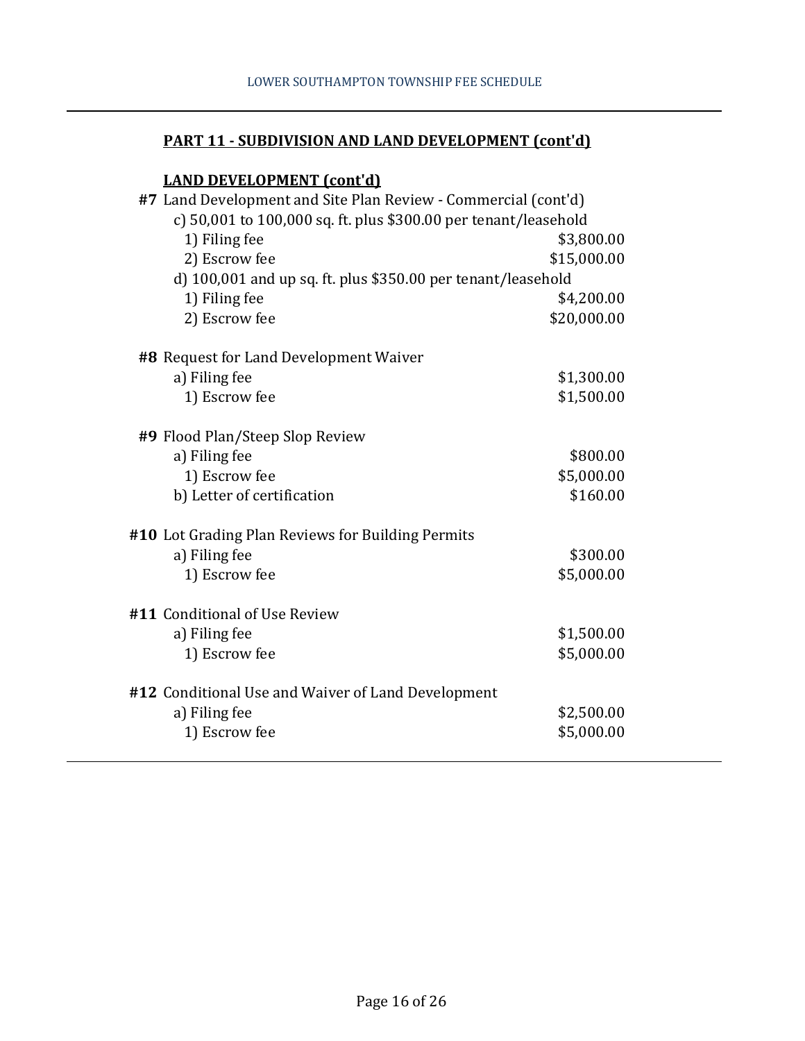## PART 11 - SUBDIVISION AND LAND DEVELOPMENT (cont'd)

### LAND DEVELOPMENT (cont'd)

| | |
|---|---|
| **#7** Land Development and Site Plan Review - Commercial (cont'd) | |
| c) 50,001 to 100,000 sq. ft. plus $300.00 per tenant/leasehold | |
| 1) Filing fee | $3,800.00 |
| 2) Escrow fee | $15,000.00 |
| d) 100,001 and up sq. ft. plus $350.00 per tenant/leasehold | |
| 1) Filing fee | $4,200.00 |
| 2) Escrow fee | $20,000.00 |
| | |
| **#8** Request for Land Development Waiver | |
| a) Filing fee | $1,300.00 |
| 1) Escrow fee | $1,500.00 |
| | |
| **#9** Flood Plan/Steep Slop Review | |
| a) Filing fee | $800.00 |
| 1) Escrow fee | $5,000.00 |
| b) Letter of certification | $160.00 |
| | |
| **#10** Lot Grading Plan Reviews for Building Permits | |
| a) Filing fee | $300.00 |
| 1) Escrow fee | $5,000.00 |
| | |
| **#11** Conditional of Use Review | |
| a) Filing fee | $1,500.00 |
| 1) Escrow fee | $5,000.00 |
| | |
| **#12** Conditional Use and Waiver of Land Development | |
| a) Filing fee | $2,500.00 |
| 1) Escrow fee | $5,000.00 |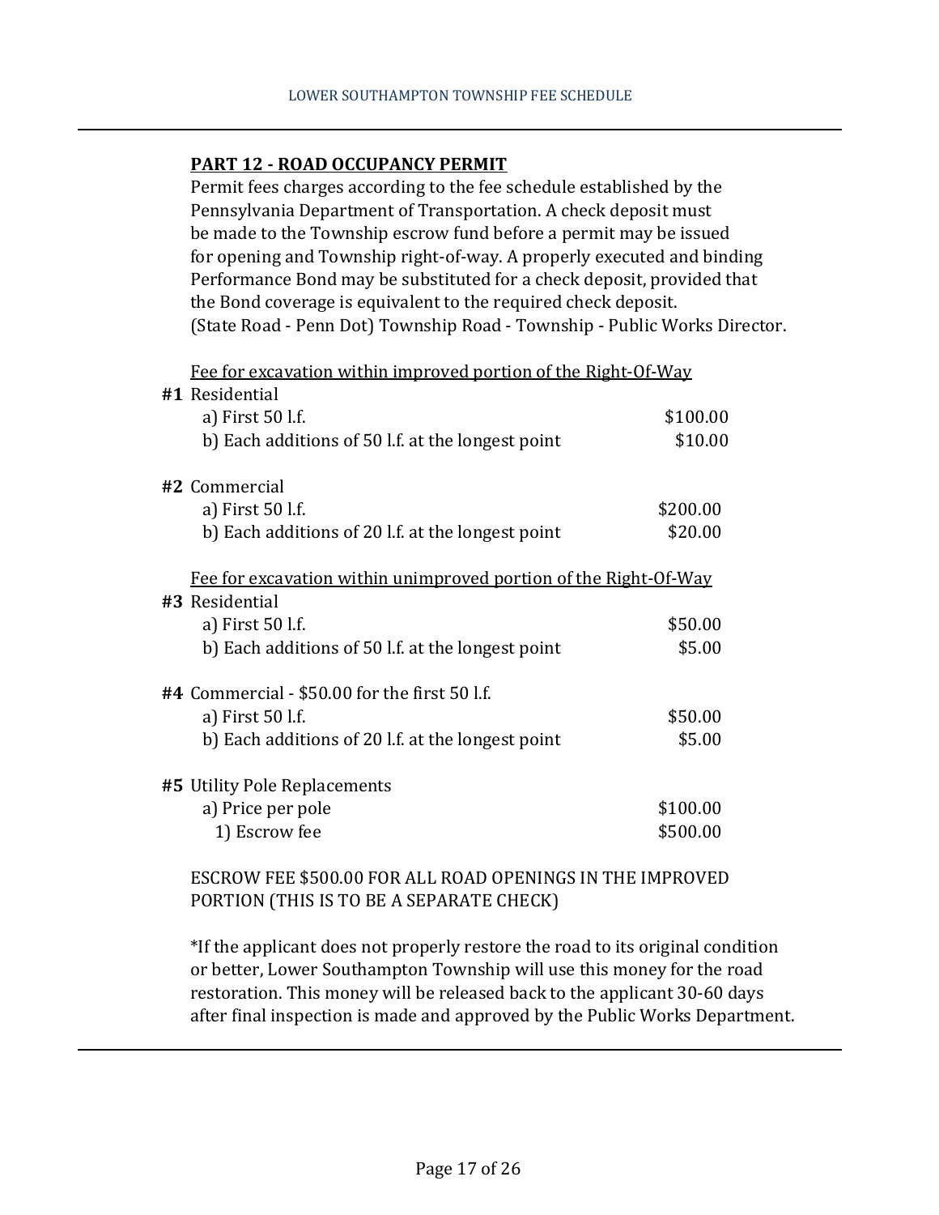## PART 12 - ROAD OCCUPANCY PERMIT

Permit fees charges according to the fee schedule established by the Pennsylvania Department of Transportation. A check deposit must be made to the Township escrow fund before a permit may be issued for opening and Township right-of-way. A properly executed and binding Performance Bond may be substituted for a check deposit, provided that the Bond coverage is equivalent to the required check deposit. (State Road - Penn Dot) Township Road - Township - Public Works Director.

<u>Fee for excavation within improved portion of the Right-Of-Way</u>

**#1** Residential

| | |
|---|---|
| a) First 50 l.f. | $100.00 |
| b) Each additions of 50 l.f. at the longest point | $10.00 |

**#2** Commercial

| | |
|---|---|
| a) First 50 l.f. | $200.00 |
| b) Each additions of 20 l.f. at the longest point | $20.00 |

<u>Fee for excavation within unimproved portion of the Right-Of-Way</u>

**#3** Residential

| | |
|---|---|
| a) First 50 l.f. | $50.00 |
| b) Each additions of 50 l.f. at the longest point | $5.00 |

**#4** Commercial - $50.00 for the first 50 l.f.

| | |
|---|---|
| a) First 50 l.f. | $50.00 |
| b) Each additions of 20 l.f. at the longest point | $5.00 |

**#5** Utility Pole Replacements

| | |
|---|---|
| a) Price per pole | $100.00 |
| 1) Escrow fee | $500.00 |

ESCROW FEE $500.00 FOR ALL ROAD OPENINGS IN THE IMPROVED PORTION (THIS IS TO BE A SEPARATE CHECK)

*If the applicant does not properly restore the road to its original condition or better, Lower Southampton Township will use this money for the road restoration. This money will be released back to the applicant 30-60 days after final inspection is made and approved by the Public Works Department.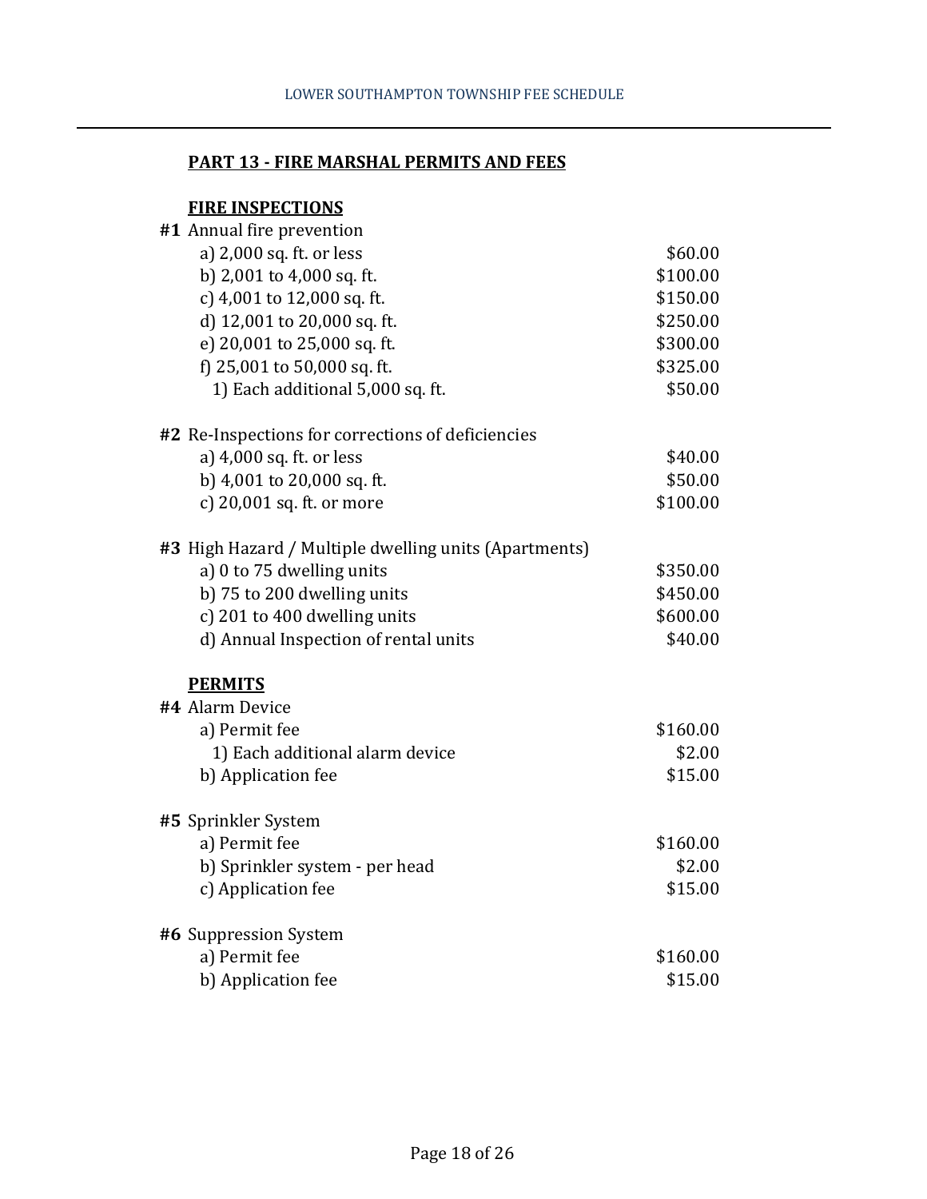## PART 13 - FIRE MARSHAL PERMITS AND FEES

### FIRE INSPECTIONS

**#1** Annual fire prevention

| | |
|---|---|
| a) 2,000 sq. ft. or less | $60.00 |
| b) 2,001 to 4,000 sq. ft. | $100.00 |
| c) 4,001 to 12,000 sq. ft. | $150.00 |
| d) 12,001 to 20,000 sq. ft. | $250.00 |
| e) 20,001 to 25,000 sq. ft. | $300.00 |
| f) 25,001 to 50,000 sq. ft. | $325.00 |
| 1) Each additional 5,000 sq. ft. | $50.00 |

**#2** Re-Inspections for corrections of deficiencies

| | |
|---|---|
| a) 4,000 sq. ft. or less | $40.00 |
| b) 4,001 to 20,000 sq. ft. | $50.00 |
| c) 20,001 sq. ft. or more | $100.00 |

**#3** High Hazard / Multiple dwelling units (Apartments)

| | |
|---|---|
| a) 0 to 75 dwelling units | $350.00 |
| b) 75 to 200 dwelling units | $450.00 |
| c) 201 to 400 dwelling units | $600.00 |
| d) Annual Inspection of rental units | $40.00 |

### PERMITS

**#4** Alarm Device

| | |
|---|---|
| a) Permit fee | $160.00 |
| 1) Each additional alarm device | $2.00 |
| b) Application fee | $15.00 |

**#5** Sprinkler System

| | |
|---|---|
| a) Permit fee | $160.00 |
| b) Sprinkler system - per head | $2.00 |
| c) Application fee | $15.00 |

**#6** Suppression System

| | |
|---|---|
| a) Permit fee | $160.00 |
| b) Application fee | $15.00 |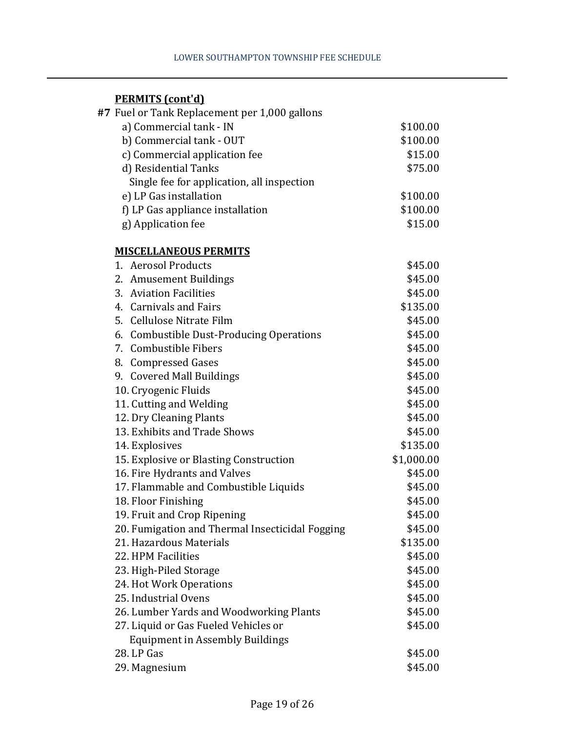**PERMITS (cont'd)**

| | |
|---|---|
| **#7** Fuel or Tank Replacement per 1,000 gallons | |
| a) Commercial tank - IN | $100.00 |
| b) Commercial tank - OUT | $100.00 |
| c) Commercial application fee | $15.00 |
| d) Residential Tanks<br>Single fee for application, all inspection | $75.00 |
| e) LP Gas installation | $100.00 |
| f) LP Gas appliance installation | $100.00 |
| g) Application fee | $15.00 |

**MISCELLANEOUS PERMITS**

| | |
|---|---|
| 1. Aerosol Products | $45.00 |
| 2. Amusement Buildings | $45.00 |
| 3. Aviation Facilities | $45.00 |
| 4. Carnivals and Fairs | $135.00 |
| 5. Cellulose Nitrate Film | $45.00 |
| 6. Combustible Dust-Producing Operations | $45.00 |
| 7. Combustible Fibers | $45.00 |
| 8. Compressed Gases | $45.00 |
| 9. Covered Mall Buildings | $45.00 |
| 10. Cryogenic Fluids | $45.00 |
| 11. Cutting and Welding | $45.00 |
| 12. Dry Cleaning Plants | $45.00 |
| 13. Exhibits and Trade Shows | $45.00 |
| 14. Explosives | $135.00 |
| 15. Explosive or Blasting Construction | $1,000.00 |
| 16. Fire Hydrants and Valves | $45.00 |
| 17. Flammable and Combustible Liquids | $45.00 |
| 18. Floor Finishing | $45.00 |
| 19. Fruit and Crop Ripening | $45.00 |
| 20. Fumigation and Thermal Insecticidal Fogging | $45.00 |
| 21. Hazardous Materials | $135.00 |
| 22. HPM Facilities | $45.00 |
| 23. High-Piled Storage | $45.00 |
| 24. Hot Work Operations | $45.00 |
| 25. Industrial Ovens | $45.00 |
| 26. Lumber Yards and Woodworking Plants | $45.00 |
| 27. Liquid or Gas Fueled Vehicles or Equipment in Assembly Buildings | $45.00 |
| 28. LP Gas | $45.00 |
| 29. Magnesium | $45.00 |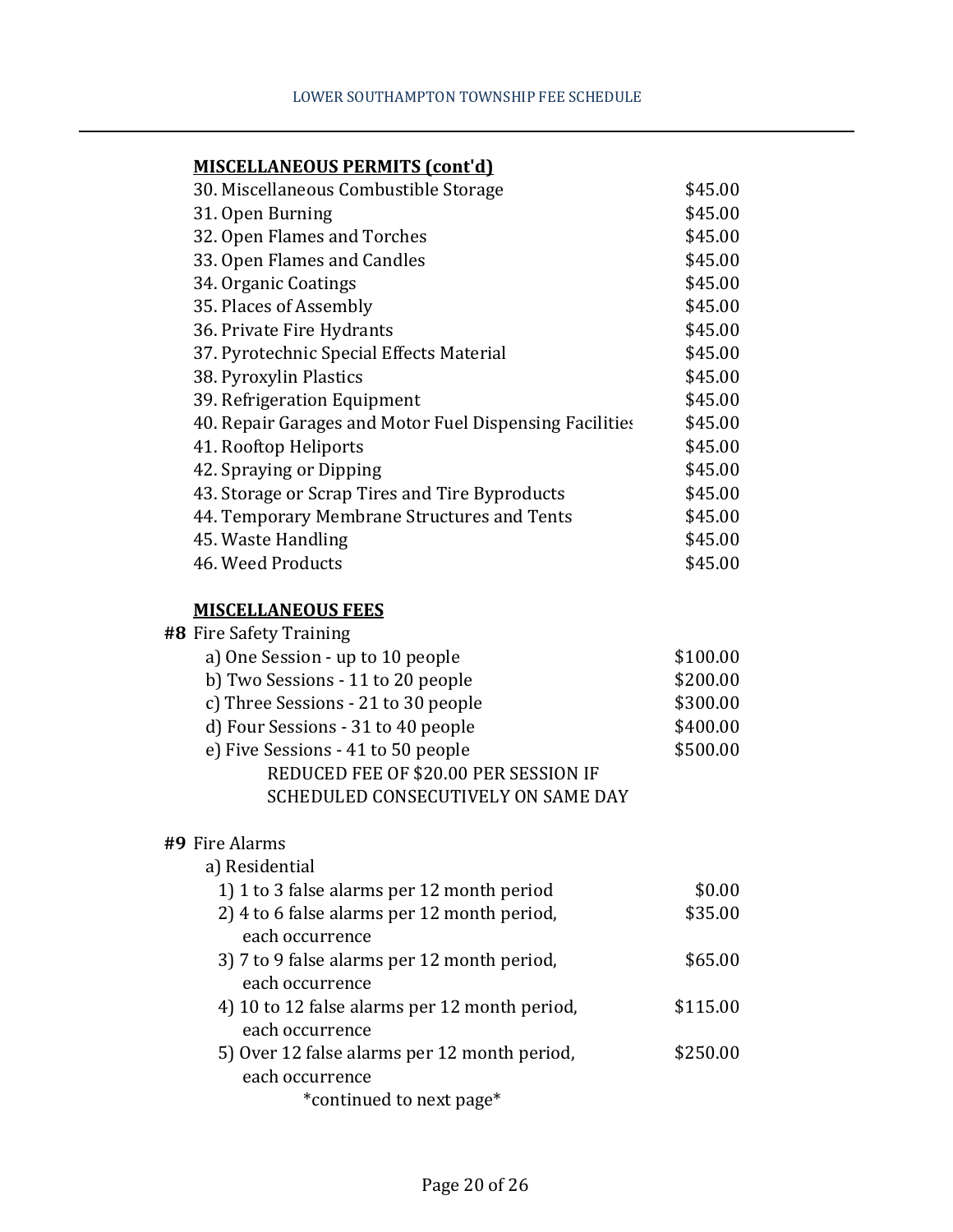**MISCELLANEOUS PERMITS (cont'd)**

| | |
|---|---|
| 30. Miscellaneous Combustible Storage | $45.00 |
| 31. Open Burning | $45.00 |
| 32. Open Flames and Torches | $45.00 |
| 33. Open Flames and Candles | $45.00 |
| 34. Organic Coatings | $45.00 |
| 35. Places of Assembly | $45.00 |
| 36. Private Fire Hydrants | $45.00 |
| 37. Pyrotechnic Special Effects Material | $45.00 |
| 38. Pyroxylin Plastics | $45.00 |
| 39. Refrigeration Equipment | $45.00 |
| 40. Repair Garages and Motor Fuel Dispensing Facilities | $45.00 |
| 41. Rooftop Heliports | $45.00 |
| 42. Spraying or Dipping | $45.00 |
| 43. Storage or Scrap Tires and Tire Byproducts | $45.00 |
| 44. Temporary Membrane Structures and Tents | $45.00 |
| 45. Waste Handling | $45.00 |
| 46. Weed Products | $45.00 |

**MISCELLANEOUS FEES**

**#8** Fire Safety Training

| | |
|---|---|
| a) One Session - up to 10 people | $100.00 |
| b) Two Sessions - 11 to 20 people | $200.00 |
| c) Three Sessions - 21 to 30 people | $300.00 |
| d) Four Sessions - 31 to 40 people | $400.00 |
| e) Five Sessions - 41 to 50 people | $500.00 |

REDUCED FEE OF $20.00 PER SESSION IF SCHEDULED CONSECUTIVELY ON SAME DAY

**#9** Fire Alarms

a) Residential

| | |
|---|---|
| 1) 1 to 3 false alarms per 12 month period | $0.00 |
| 2) 4 to 6 false alarms per 12 month period, each occurrence | $35.00 |
| 3) 7 to 9 false alarms per 12 month period, each occurrence | $65.00 |
| 4) 10 to 12 false alarms per 12 month period, each occurrence | $115.00 |
| 5) Over 12 false alarms per 12 month period, each occurrence | $250.00 |

*continued to next page*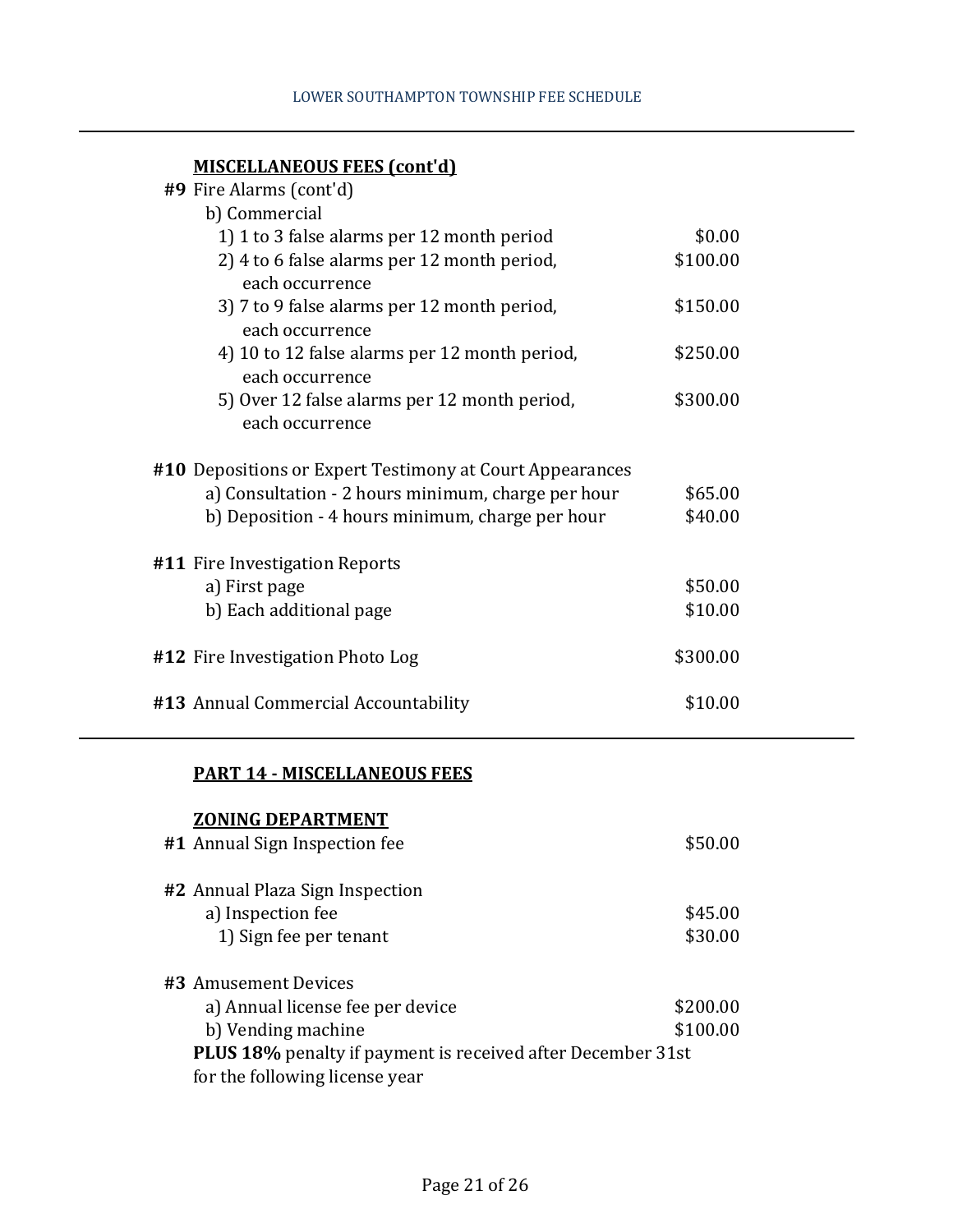**MISCELLANEOUS FEES (cont'd)**

**#9** Fire Alarms (cont'd)

b) Commercial

| Item | Fee |
|---|---|
| 1) 1 to 3 false alarms per 12 month period | $0.00 |
| 2) 4 to 6 false alarms per 12 month period, each occurrence | $100.00 |
| 3) 7 to 9 false alarms per 12 month period, each occurrence | $150.00 |
| 4) 10 to 12 false alarms per 12 month period, each occurrence | $250.00 |
| 5) Over 12 false alarms per 12 month period, each occurrence | $300.00 |

**#10** Depositions or Expert Testimony at Court Appearances

| Item | Fee |
|---|---|
| a) Consultation - 2 hours minimum, charge per hour | $65.00 |
| b) Deposition - 4 hours minimum, charge per hour | $40.00 |

**#11** Fire Investigation Reports

| Item | Fee |
|---|---|
| a) First page | $50.00 |
| b) Each additional page | $10.00 |

| Item | Fee |
|---|---|
| **#12** Fire Investigation Photo Log | $300.00 |
| **#13** Annual Commercial Accountability | $10.00 |

---

**PART 14 - MISCELLANEOUS FEES**

**ZONING DEPARTMENT**

| Item | Fee |
|---|---|
| **#1** Annual Sign Inspection fee | $50.00 |

**#2** Annual Plaza Sign Inspection

| Item | Fee |
|---|---|
| a) Inspection fee | $45.00 |
| 1) Sign fee per tenant | $30.00 |

**#3** Amusement Devices

| Item | Fee |
|---|---|
| a) Annual license fee per device | $200.00 |
| b) Vending machine | $100.00 |

**PLUS 18%** penalty if payment is received after December 31st for the following license year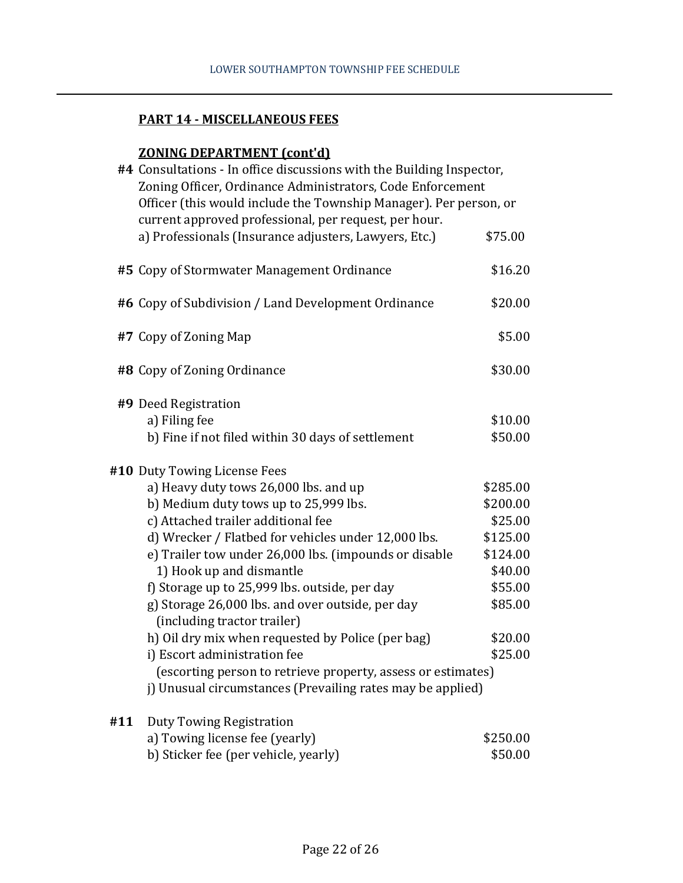## PART 14 - MISCELLANEOUS FEES

### ZONING DEPARTMENT (cont'd)

**#4** Consultations - In office discussions with the Building Inspector, Zoning Officer, Ordinance Administrators, Code Enforcement Officer (this would include the Township Manager). Per person, or current approved professional, per request, per hour.

| | |
|---|---|
| a) Professionals (Insurance adjusters, Lawyers, Etc.) | $75.00 |

| | |
|---|---|
| **#5** Copy of Stormwater Management Ordinance | $16.20 |
| **#6** Copy of Subdivision / Land Development Ordinance | $20.00 |
| **#7** Copy of Zoning Map | $5.00 |
| **#8** Copy of Zoning Ordinance | $30.00 |

**#9** Deed Registration

| | |
|---|---|
| a) Filing fee | $10.00 |
| b) Fine if not filed within 30 days of settlement | $50.00 |

**#10** Duty Towing License Fees

| | |
|---|---|
| a) Heavy duty tows 26,000 lbs. and up | $285.00 |
| b) Medium duty tows up to 25,999 lbs. | $200.00 |
| c) Attached trailer additional fee | $25.00 |
| d) Wrecker / Flatbed for vehicles under 12,000 lbs. | $125.00 |
| e) Trailer tow under 26,000 lbs. (impounds or disable | $124.00 |
| 1) Hook up and dismantle | $40.00 |
| f) Storage up to 25,999 lbs. outside, per day | $55.00 |
| g) Storage 26,000 lbs. and over outside, per day (including tractor trailer) | $85.00 |
| h) Oil dry mix when requested by Police (per bag) | $20.00 |
| i) Escort administration fee (escorting person to retrieve property, assess or estimates) | $25.00 |
| j) Unusual circumstances (Prevailing rates may be applied) | |

**#11** Duty Towing Registration

| | |
|---|---|
| a) Towing license fee (yearly) | $250.00 |
| b) Sticker fee (per vehicle, yearly) | $50.00 |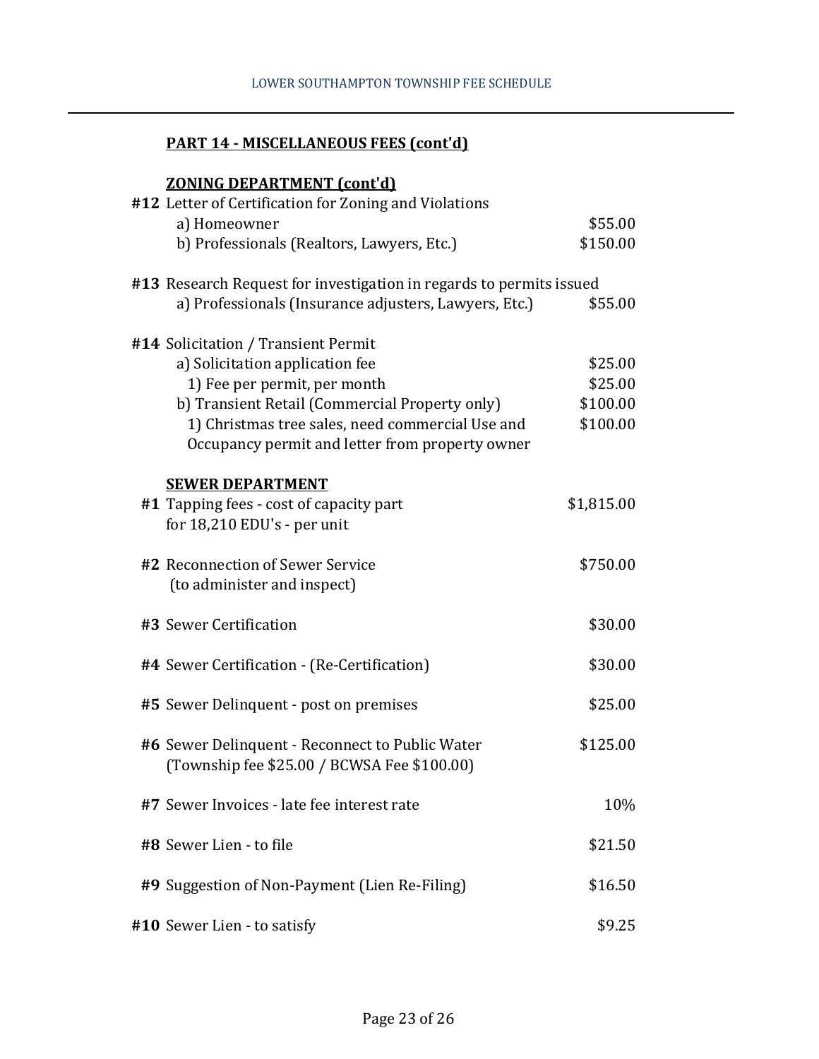**PART 14 - MISCELLANEOUS FEES (cont'd)**

**ZONING DEPARTMENT (cont'd)**

| | | |
|---|---|---|
| **#12** | Letter of Certification for Zoning and Violations | |
| | a) Homeowner | $55.00 |
| | b) Professionals (Realtors, Lawyers, Etc.) | $150.00 |
| **#13** | Research Request for investigation in regards to permits issued | |
| | a) Professionals (Insurance adjusters, Lawyers, Etc.) | $55.00 |
| **#14** | Solicitation / Transient Permit | |
| | a) Solicitation application fee | $25.00 |
| | 1) Fee per permit, per month | $25.00 |
| | b) Transient Retail (Commercial Property only) | $100.00 |
| | 1) Christmas tree sales, need commercial Use and Occupancy permit and letter from property owner | $100.00 |

**SEWER DEPARTMENT**

| | | |
|---|---|---|
| **#1** | Tapping fees - cost of capacity part for 18,210 EDU's - per unit | $1,815.00 |
| **#2** | Reconnection of Sewer Service (to administer and inspect) | $750.00 |
| **#3** | Sewer Certification | $30.00 |
| **#4** | Sewer Certification - (Re-Certification) | $30.00 |
| **#5** | Sewer Delinquent - post on premises | $25.00 |
| **#6** | Sewer Delinquent - Reconnect to Public Water (Township fee $25.00 / BCWSA Fee $100.00) | $125.00 |
| **#7** | Sewer Invoices - late fee interest rate | 10% |
| **#8** | Sewer Lien - to file | $21.50 |
| **#9** | Suggestion of Non-Payment (Lien Re-Filing) | $16.50 |
| **#10** | Sewer Lien - to satisfy | $9.25 |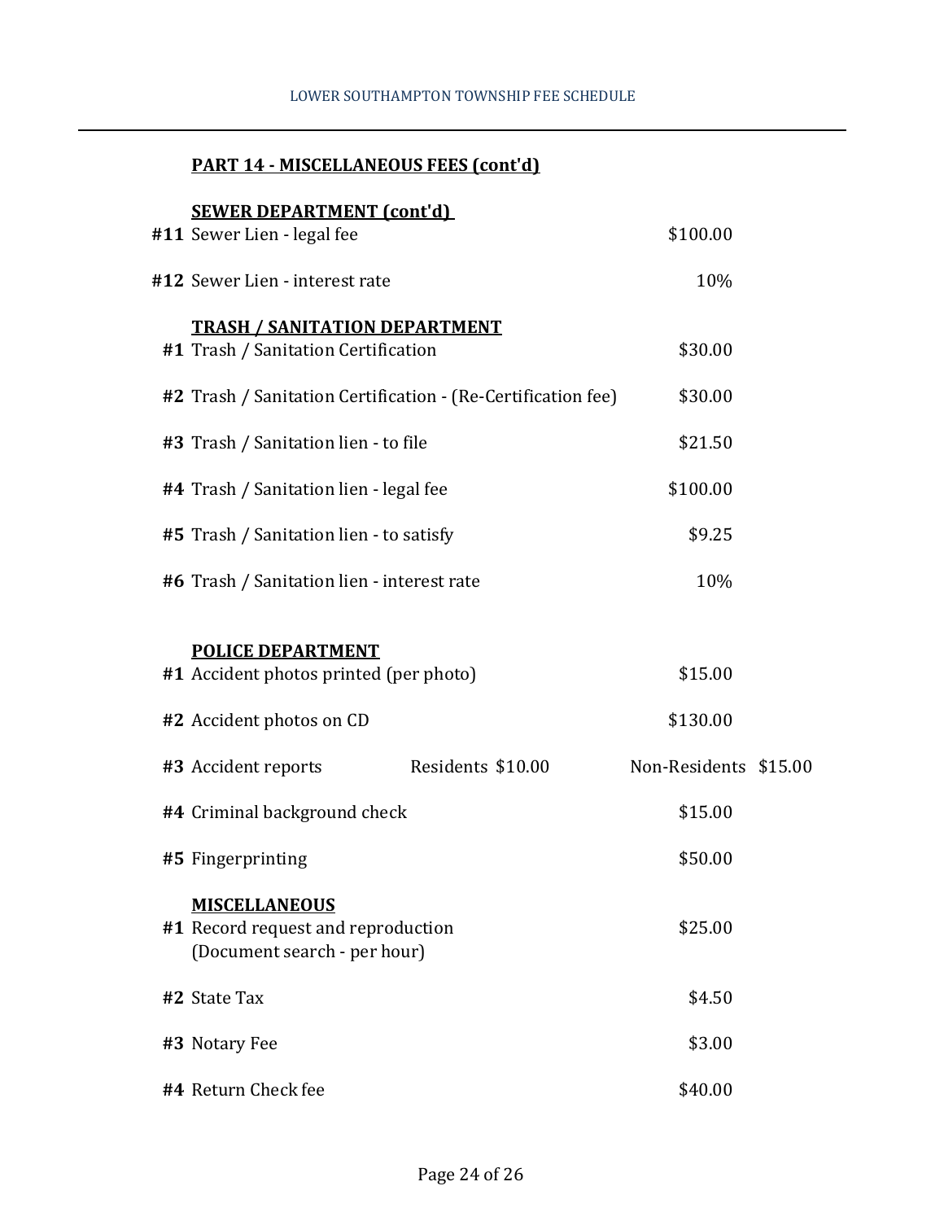## PART 14 - MISCELLANEOUS FEES (cont'd)

### SEWER DEPARTMENT (cont'd)

| # | Item | Fee |
|---|---|---|
| **#11** | Sewer Lien - legal fee | $100.00 |
| **#12** | Sewer Lien - interest rate | 10% |

### TRASH / SANITATION DEPARTMENT

| # | Item | Fee |
|---|---|---|
| **#1** | Trash / Sanitation Certification | $30.00 |
| **#2** | Trash / Sanitation Certification - (Re-Certification fee) | $30.00 |
| **#3** | Trash / Sanitation lien - to file | $21.50 |
| **#4** | Trash / Sanitation lien - legal fee | $100.00 |
| **#5** | Trash / Sanitation lien - to satisfy | $9.25 |
| **#6** | Trash / Sanitation lien - interest rate | 10% |

### POLICE DEPARTMENT

| # | Item | Fee |
|---|---|---|
| **#1** | Accident photos printed (per photo) | $15.00 |
| **#2** | Accident photos on CD | $130.00 |
| **#3** | Accident reports | Residents $10.00 / Non-Residents $15.00 |
| **#4** | Criminal background check | $15.00 |
| **#5** | Fingerprinting | $50.00 |

### MISCELLANEOUS

| # | Item | Fee |
|---|---|---|
| **#1** | Record request and reproduction (Document search - per hour) | $25.00 |
| **#2** | State Tax | $4.50 |
| **#3** | Notary Fee | $3.00 |
| **#4** | Return Check fee | $40.00 |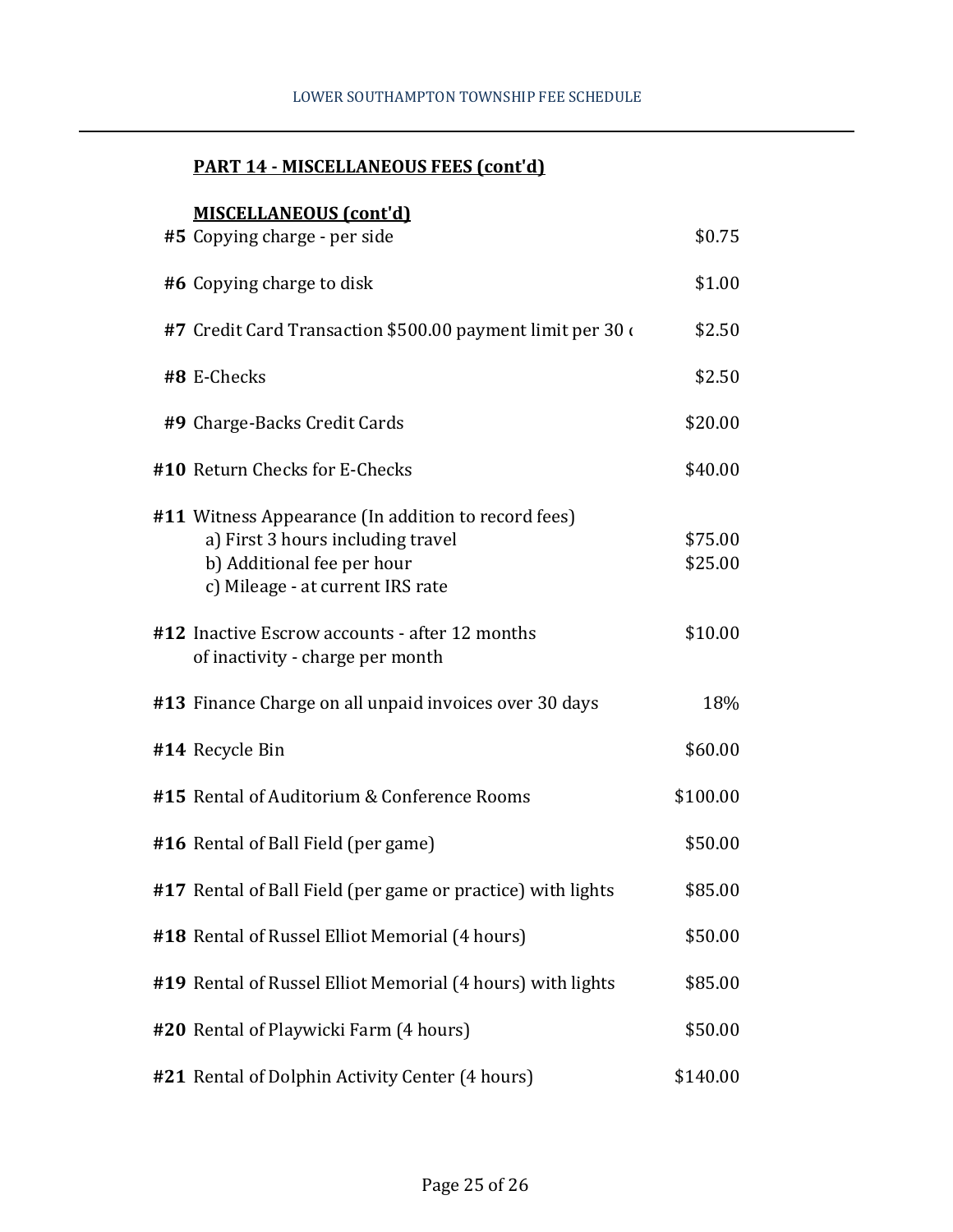## PART 14 - MISCELLANEOUS FEES (cont'd)

### MISCELLANEOUS (cont'd)

| # | Description | Fee |
|---|---|---|
| **#5** | Copying charge - per side | $0.75 |
| **#6** | Copying charge to disk | $1.00 |
| **#7** | Credit Card Transaction $500.00 payment limit per 30 ( | $2.50 |
| **#8** | E-Checks | $2.50 |
| **#9** | Charge-Backs Credit Cards | $20.00 |
| **#10** | Return Checks for E-Checks | $40.00 |
| **#11** | Witness Appearance (In addition to record fees) | |
| | a) First 3 hours including travel | $75.00 |
| | b) Additional fee per hour | $25.00 |
| | c) Mileage - at current IRS rate | |
| **#12** | Inactive Escrow accounts - after 12 months of inactivity - charge per month | $10.00 |
| **#13** | Finance Charge on all unpaid invoices over 30 days | 18% |
| **#14** | Recycle Bin | $60.00 |
| **#15** | Rental of Auditorium & Conference Rooms | $100.00 |
| **#16** | Rental of Ball Field (per game) | $50.00 |
| **#17** | Rental of Ball Field (per game or practice) with lights | $85.00 |
| **#18** | Rental of Russel Elliot Memorial (4 hours) | $50.00 |
| **#19** | Rental of Russel Elliot Memorial (4 hours) with lights | $85.00 |
| **#20** | Rental of Playwicki Farm (4 hours) | $50.00 |
| **#21** | Rental of Dolphin Activity Center (4 hours) | $140.00 |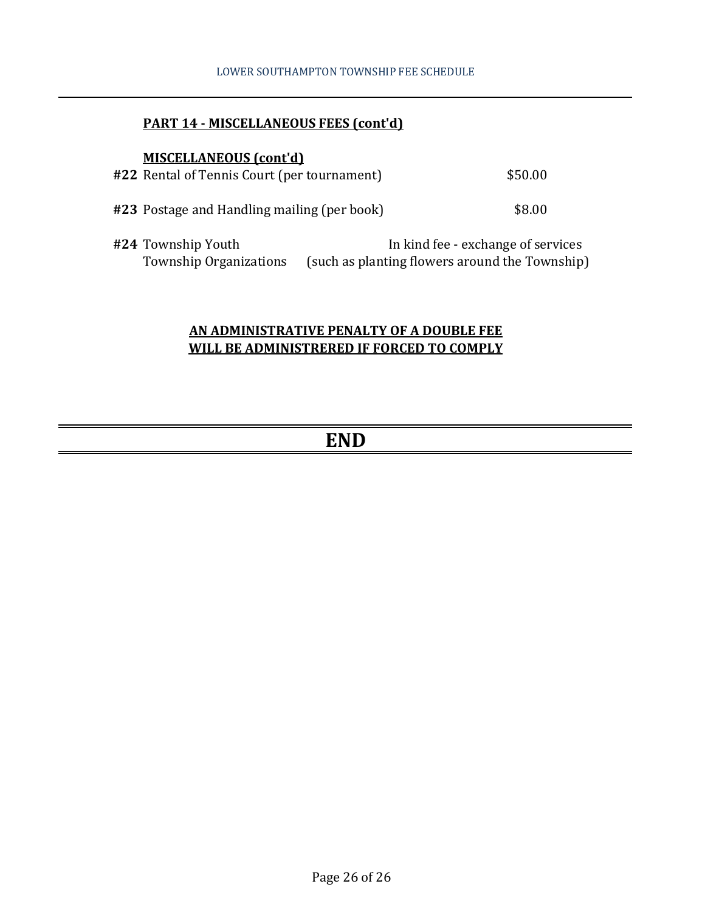**PART 14 - MISCELLANEOUS FEES (cont'd)**

**MISCELLANEOUS (cont'd)**

| | | |
|---|---|---|
| **#22** | Rental of Tennis Court (per tournament) | $50.00 |
| **#23** | Postage and Handling mailing (per book) | $8.00 |
| **#24** | Township Youth<br>Township Organizations | In kind fee - exchange of services<br>(such as planting flowers around the Township) |

**AN ADMINISTRATIVE PENALTY OF A DOUBLE FEE**
**WILL BE ADMINISTRERED IF FORCED TO COMPLY**

# END